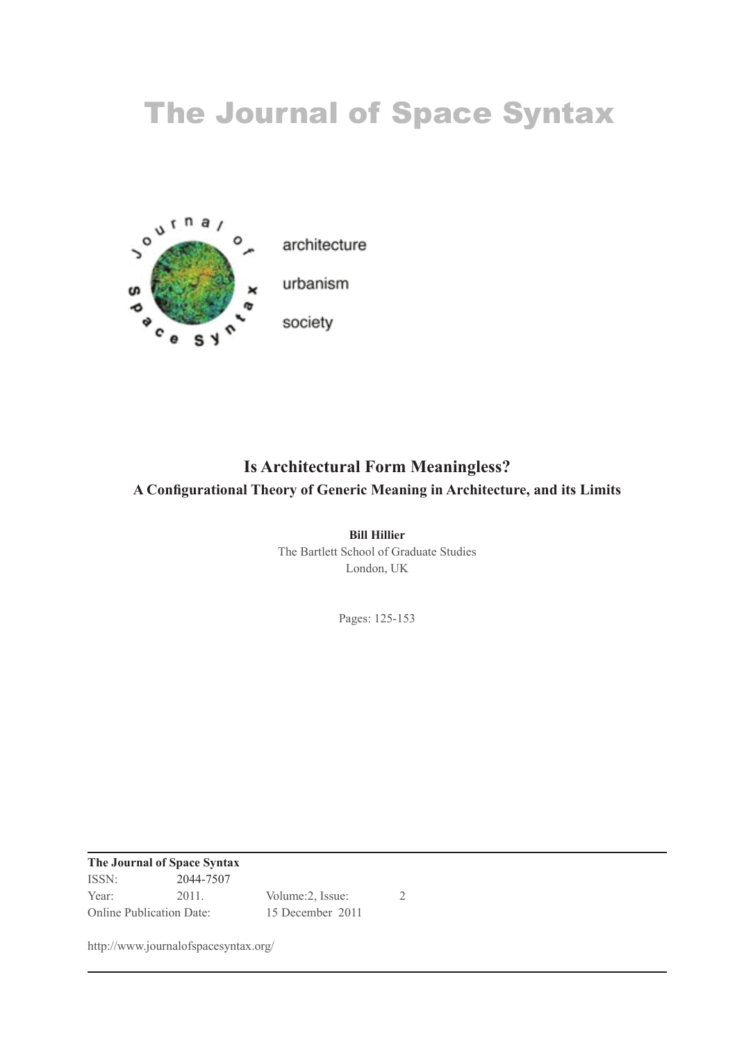# The Journal of Space Syntax

architecture

urbanism

society

## Is Architectural Form Meaningless?

### A Configurational Theory of Generic Meaning in Architecture, and its Limits

**Bill Hillier**

The Bartlett School of Graduate Studies

London, UK

Pages: 125-153

---

**The Journal of Space Syntax**

ISSN: 2044-7507

Year: 2011. Volume:2, Issue: 2

Online Publication Date: 15 December 2011

http://www.journalofspacesyntax.org/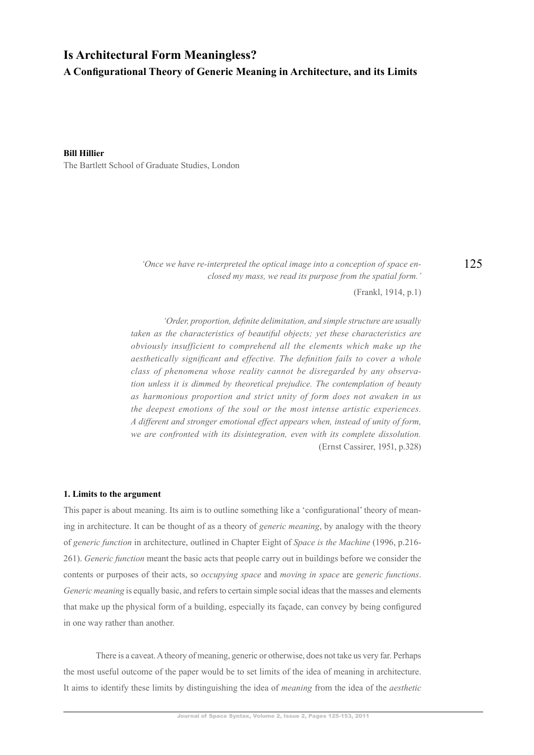# Is Architectural Form Meaningless?

## A Configurational Theory of Generic Meaning in Architecture, and its Limits

**Bill Hillier**
The Bartlett School of Graduate Studies, London

*'Once we have re-interpreted the optical image into a conception of space enclosed my mass, we read its purpose from the spatial form.'*
(Frankl, 1914, p.1)

*'Order, proportion, definite delimitation, and simple structure are usually taken as the characteristics of beautiful objects; yet these characteristics are obviously insufficient to comprehend all the elements which make up the aesthetically significant and effective. The definition fails to cover a whole class of phenomena whose reality cannot be disregarded by any observation unless it is dimmed by theoretical prejudice. The contemplation of beauty as harmonious proportion and strict unity of form does not awaken in us the deepest emotions of the soul or the most intense artistic experiences. A different and stronger emotional effect appears when, instead of unity of form, we are confronted with its disintegration, even with its complete dissolution.*
(Ernst Cassirer, 1951, p.328)

### 1. Limits to the argument

This paper is about meaning. Its aim is to outline something like a 'configurational' theory of meaning in architecture. It can be thought of as a theory of *generic meaning*, by analogy with the theory of *generic function* in architecture, outlined in Chapter Eight of *Space is the Machine* (1996, p.216-261). *Generic function* meant the basic acts that people carry out in buildings before we consider the contents or purposes of their acts, so *occupying space* and *moving in space* are *generic functions*. *Generic meaning* is equally basic, and refers to certain simple social ideas that the masses and elements that make up the physical form of a building, especially its façade, can convey by being configured in one way rather than another.

There is a caveat. A theory of meaning, generic or otherwise, does not take us very far. Perhaps the most useful outcome of the paper would be to set limits of the idea of meaning in architecture. It aims to identify these limits by distinguishing the idea of *meaning* from the idea of the *aesthetic*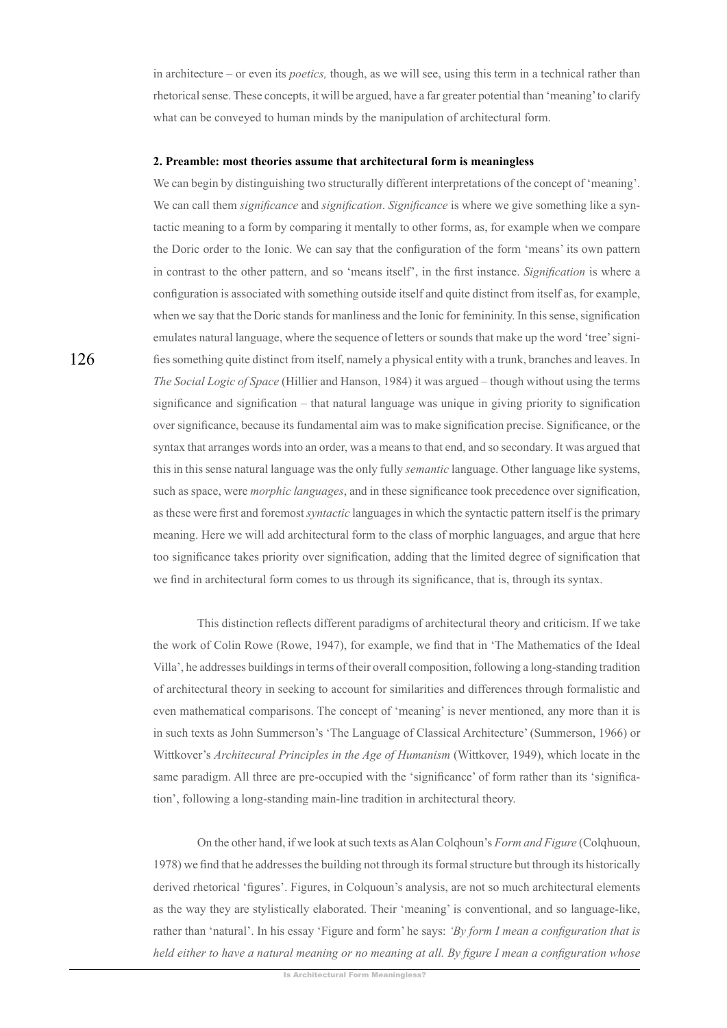in architecture – or even its *poetics,* though, as we will see, using this term in a technical rather than rhetorical sense. These concepts, it will be argued, have a far greater potential than 'meaning' to clarify what can be conveyed to human minds by the manipulation of architectural form.

### 2. Preamble: most theories assume that architectural form is meaningless

We can begin by distinguishing two structurally different interpretations of the concept of 'meaning'. We can call them *significance* and *signification*. *Significance* is where we give something like a syntactic meaning to a form by comparing it mentally to other forms, as, for example when we compare the Doric order to the Ionic. We can say that the configuration of the form 'means' its own pattern in contrast to the other pattern, and so 'means itself', in the first instance. *Signification* is where a configuration is associated with something outside itself and quite distinct from itself as, for example, when we say that the Doric stands for manliness and the Ionic for femininity. In this sense, signification emulates natural language, where the sequence of letters or sounds that make up the word 'tree' signifies something quite distinct from itself, namely a physical entity with a trunk, branches and leaves. In *The Social Logic of Space* (Hillier and Hanson, 1984) it was argued – though without using the terms significance and signification – that natural language was unique in giving priority to signification over significance, because its fundamental aim was to make signification precise. Significance, or the syntax that arranges words into an order, was a means to that end, and so secondary. It was argued that this in this sense natural language was the only fully *semantic* language. Other language like systems, such as space, were *morphic languages*, and in these significance took precedence over signification, as these were first and foremost *syntactic* languages in which the syntactic pattern itself is the primary meaning. Here we will add architectural form to the class of morphic languages, and argue that here too significance takes priority over signification, adding that the limited degree of signification that we find in architectural form comes to us through its significance, that is, through its syntax.

This distinction reflects different paradigms of architectural theory and criticism. If we take the work of Colin Rowe (Rowe, 1947), for example, we find that in 'The Mathematics of the Ideal Villa', he addresses buildings in terms of their overall composition, following a long-standing tradition of architectural theory in seeking to account for similarities and differences through formalistic and even mathematical comparisons. The concept of 'meaning' is never mentioned, any more than it is in such texts as John Summerson's 'The Language of Classical Architecture' (Summerson, 1966) or Wittkover's *Architecural Principles in the Age of Humanism* (Wittkover, 1949), which locate in the same paradigm. All three are pre-occupied with the 'significance' of form rather than its 'signification', following a long-standing main-line tradition in architectural theory.

On the other hand, if we look at such texts as Alan Colqhoun's *Form and Figure* (Colqhuoun, 1978) we find that he addresses the building not through its formal structure but through its historically derived rhetorical 'figures'. Figures, in Colquoun's analysis, are not so much architectural elements as the way they are stylistically elaborated. Their 'meaning' is conventional, and so language-like, rather than 'natural'. In his essay 'Figure and form' he says: *'By form I mean a configuration that is held either to have a natural meaning or no meaning at all. By figure I mean a configuration whose*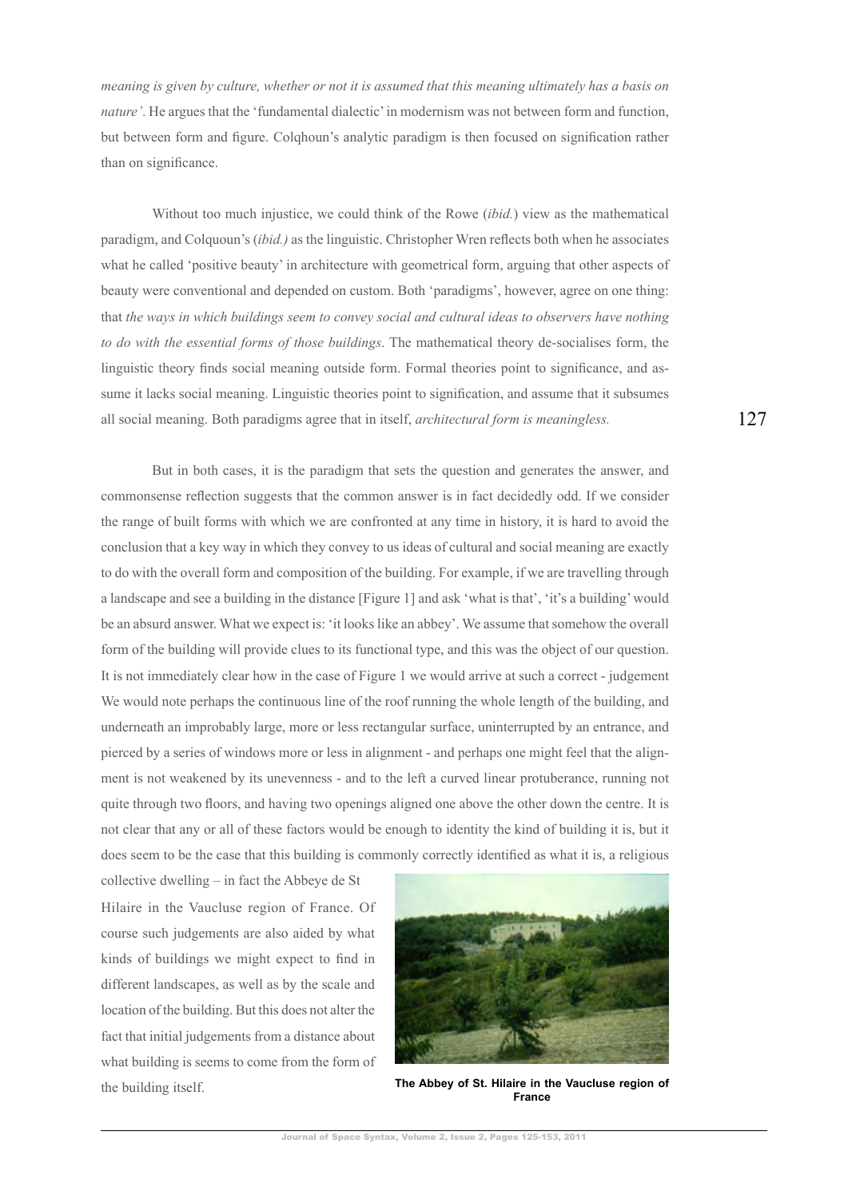*meaning is given by culture, whether or not it is assumed that this meaning ultimately has a basis on nature'*. He argues that the 'fundamental dialectic' in modernism was not between form and function, but between form and figure. Colqhoun's analytic paradigm is then focused on signification rather than on significance.

Without too much injustice, we could think of the Rowe (*ibid.*) view as the mathematical paradigm, and Colquoun's (*ibid.)* as the linguistic. Christopher Wren reflects both when he associates what he called 'positive beauty' in architecture with geometrical form, arguing that other aspects of beauty were conventional and depended on custom. Both 'paradigms', however, agree on one thing: that *the ways in which buildings seem to convey social and cultural ideas to observers have nothing to do with the essential forms of those buildings*. The mathematical theory de-socialises form, the linguistic theory finds social meaning outside form. Formal theories point to significance, and assume it lacks social meaning. Linguistic theories point to signification, and assume that it subsumes all social meaning. Both paradigms agree that in itself, *architectural form is meaningless.*

But in both cases, it is the paradigm that sets the question and generates the answer, and commonsense reflection suggests that the common answer is in fact decidedly odd. If we consider the range of built forms with which we are confronted at any time in history, it is hard to avoid the conclusion that a key way in which they convey to us ideas of cultural and social meaning are exactly to do with the overall form and composition of the building. For example, if we are travelling through a landscape and see a building in the distance [Figure 1] and ask 'what is that', 'it's a building' would be an absurd answer. What we expect is: 'it looks like an abbey'. We assume that somehow the overall form of the building will provide clues to its functional type, and this was the object of our question. It is not immediately clear how in the case of Figure 1 we would arrive at such a correct - judgement We would note perhaps the continuous line of the roof running the whole length of the building, and underneath an improbably large, more or less rectangular surface, uninterrupted by an entrance, and pierced by a series of windows more or less in alignment - and perhaps one might feel that the alignment is not weakened by its unevenness - and to the left a curved linear protuberance, running not quite through two floors, and having two openings aligned one above the other down the centre. It is not clear that any or all of these factors would be enough to identity the kind of building it is, but it does seem to be the case that this building is commonly correctly identified as what it is, a religious collective dwelling – in fact the Abbeye de St Hilaire in the Vaucluse region of France. Of course such judgements are also aided by what kinds of buildings we might expect to find in different landscapes, as well as by the scale and location of the building. But this does not alter the fact that initial judgements from a distance about what building is seems to come from the form of the building itself.

**The Abbey of St. Hilaire in the Vaucluse region of France**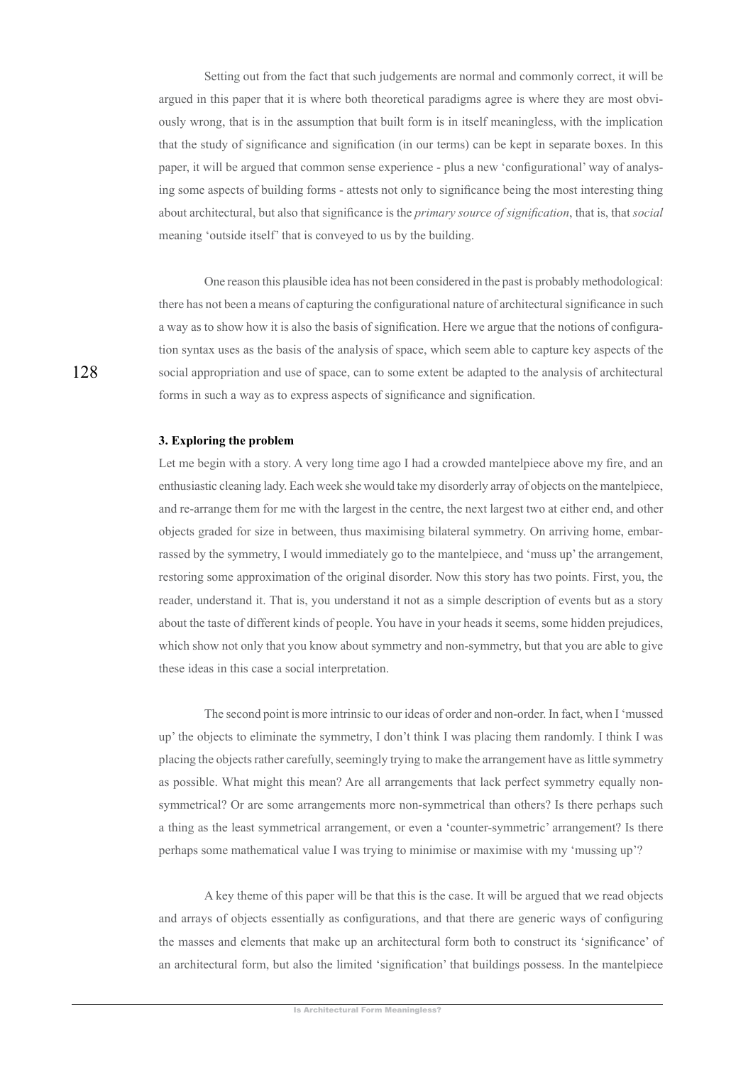Setting out from the fact that such judgements are normal and commonly correct, it will be argued in this paper that it is where both theoretical paradigms agree is where they are most obviously wrong, that is in the assumption that built form is in itself meaningless, with the implication that the study of significance and signification (in our terms) can be kept in separate boxes. In this paper, it will be argued that common sense experience - plus a new 'configurational' way of analysing some aspects of building forms - attests not only to significance being the most interesting thing about architectural, but also that significance is the *primary source of signification*, that is, that *social* meaning 'outside itself' that is conveyed to us by the building.

One reason this plausible idea has not been considered in the past is probably methodological: there has not been a means of capturing the configurational nature of architectural significance in such a way as to show how it is also the basis of signification. Here we argue that the notions of configuration syntax uses as the basis of the analysis of space, which seem able to capture key aspects of the social appropriation and use of space, can to some extent be adapted to the analysis of architectural forms in such a way as to express aspects of significance and signification.

**3. Exploring the problem**

Let me begin with a story. A very long time ago I had a crowded mantelpiece above my fire, and an enthusiastic cleaning lady. Each week she would take my disorderly array of objects on the mantelpiece, and re-arrange them for me with the largest in the centre, the next largest two at either end, and other objects graded for size in between, thus maximising bilateral symmetry. On arriving home, embarrassed by the symmetry, I would immediately go to the mantelpiece, and 'muss up' the arrangement, restoring some approximation of the original disorder. Now this story has two points. First, you, the reader, understand it. That is, you understand it not as a simple description of events but as a story about the taste of different kinds of people. You have in your heads it seems, some hidden prejudices, which show not only that you know about symmetry and non-symmetry, but that you are able to give these ideas in this case a social interpretation.

The second point is more intrinsic to our ideas of order and non-order. In fact, when I 'mussed up' the objects to eliminate the symmetry, I don't think I was placing them randomly. I think I was placing the objects rather carefully, seemingly trying to make the arrangement have as little symmetry as possible. What might this mean? Are all arrangements that lack perfect symmetry equally non-symmetrical? Or are some arrangements more non-symmetrical than others? Is there perhaps such a thing as the least symmetrical arrangement, or even a 'counter-symmetric' arrangement? Is there perhaps some mathematical value I was trying to minimise or maximise with my 'mussing up'?

A key theme of this paper will be that this is the case. It will be argued that we read objects and arrays of objects essentially as configurations, and that there are generic ways of configuring the masses and elements that make up an architectural form both to construct its 'significance' of an architectural form, but also the limited 'signification' that buildings possess. In the mantelpiece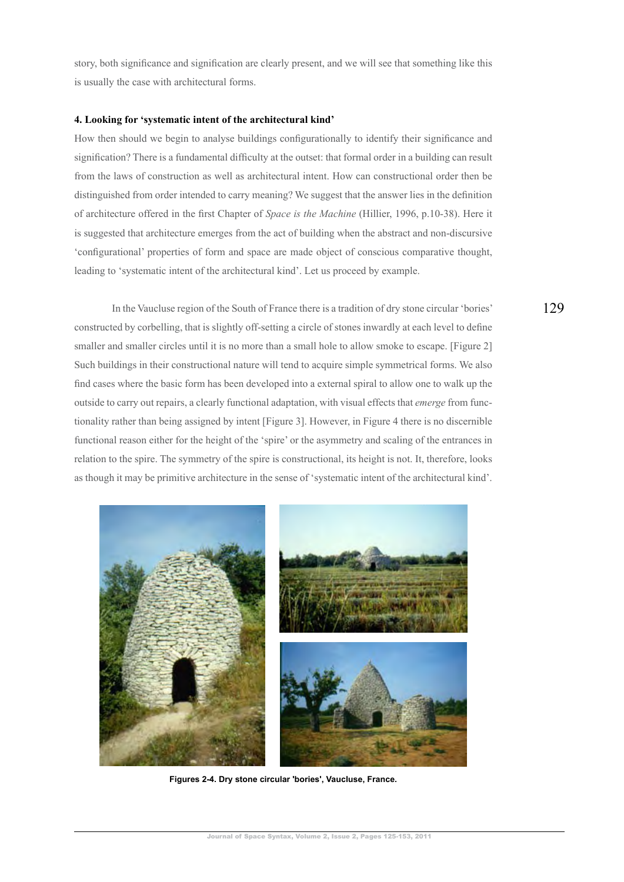story, both significance and signification are clearly present, and we will see that something like this is usually the case with architectural forms.

### 4. Looking for 'systematic intent of the architectural kind'

How then should we begin to analyse buildings configurationally to identify their significance and signification? There is a fundamental difficulty at the outset: that formal order in a building can result from the laws of construction as well as architectural intent. How can constructional order then be distinguished from order intended to carry meaning? We suggest that the answer lies in the definition of architecture offered in the first Chapter of *Space is the Machine* (Hillier, 1996, p.10-38). Here it is suggested that architecture emerges from the act of building when the abstract and non-discursive 'configurational' properties of form and space are made object of conscious comparative thought, leading to 'systematic intent of the architectural kind'. Let us proceed by example.

In the Vaucluse region of the South of France there is a tradition of dry stone circular 'bories' constructed by corbelling, that is slightly off-setting a circle of stones inwardly at each level to define smaller and smaller circles until it is no more than a small hole to allow smoke to escape. [Figure 2] Such buildings in their constructional nature will tend to acquire simple symmetrical forms. We also find cases where the basic form has been developed into a external spiral to allow one to walk up the outside to carry out repairs, a clearly functional adaptation, with visual effects that *emerge* from functionality rather than being assigned by intent [Figure 3]. However, in Figure 4 there is no discernible functional reason either for the height of the 'spire' or the asymmetry and scaling of the entrances in relation to the spire. The symmetry of the spire is constructional, its height is not. It, therefore, looks as though it may be primitive architecture in the sense of 'systematic intent of the architectural kind'.

**Figures 2-4. Dry stone circular 'bories', Vaucluse, France.**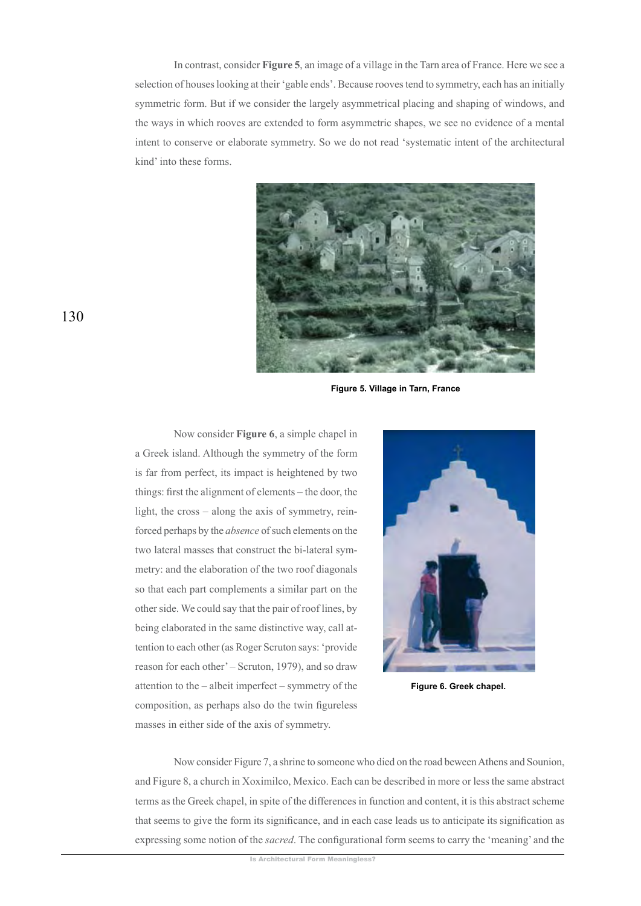In contrast, consider **Figure 5**, an image of a village in the Tarn area of France. Here we see a selection of houses looking at their 'gable ends'. Because rooves tend to symmetry, each has an initially symmetric form. But if we consider the largely asymmetrical placing and shaping of windows, and the ways in which rooves are extended to form asymmetric shapes, we see no evidence of a mental intent to conserve or elaborate symmetry. So we do not read 'systematic intent of the architectural kind' into these forms.

**Figure 5. Village in Tarn, France**

Now consider **Figure 6**, a simple chapel in a Greek island. Although the symmetry of the form is far from perfect, its impact is heightened by two things: first the alignment of elements – the door, the light, the cross – along the axis of symmetry, reinforced perhaps by the *absence* of such elements on the two lateral masses that construct the bi-lateral symmetry: and the elaboration of the two roof diagonals so that each part complements a similar part on the other side. We could say that the pair of roof lines, by being elaborated in the same distinctive way, call attention to each other (as Roger Scruton says: 'provide reason for each other' – Scruton, 1979), and so draw attention to the – albeit imperfect – symmetry of the composition, as perhaps also do the twin figureless masses in either side of the axis of symmetry.

**Figure 6. Greek chapel.**

Now consider Figure 7, a shrine to someone who died on the road beween Athens and Sounion, and Figure 8, a church in Xoximilco, Mexico. Each can be described in more or less the same abstract terms as the Greek chapel, in spite of the differences in function and content, it is this abstract scheme that seems to give the form its significance, and in each case leads us to anticipate its signification as expressing some notion of the *sacred*. The configurational form seems to carry the 'meaning' and the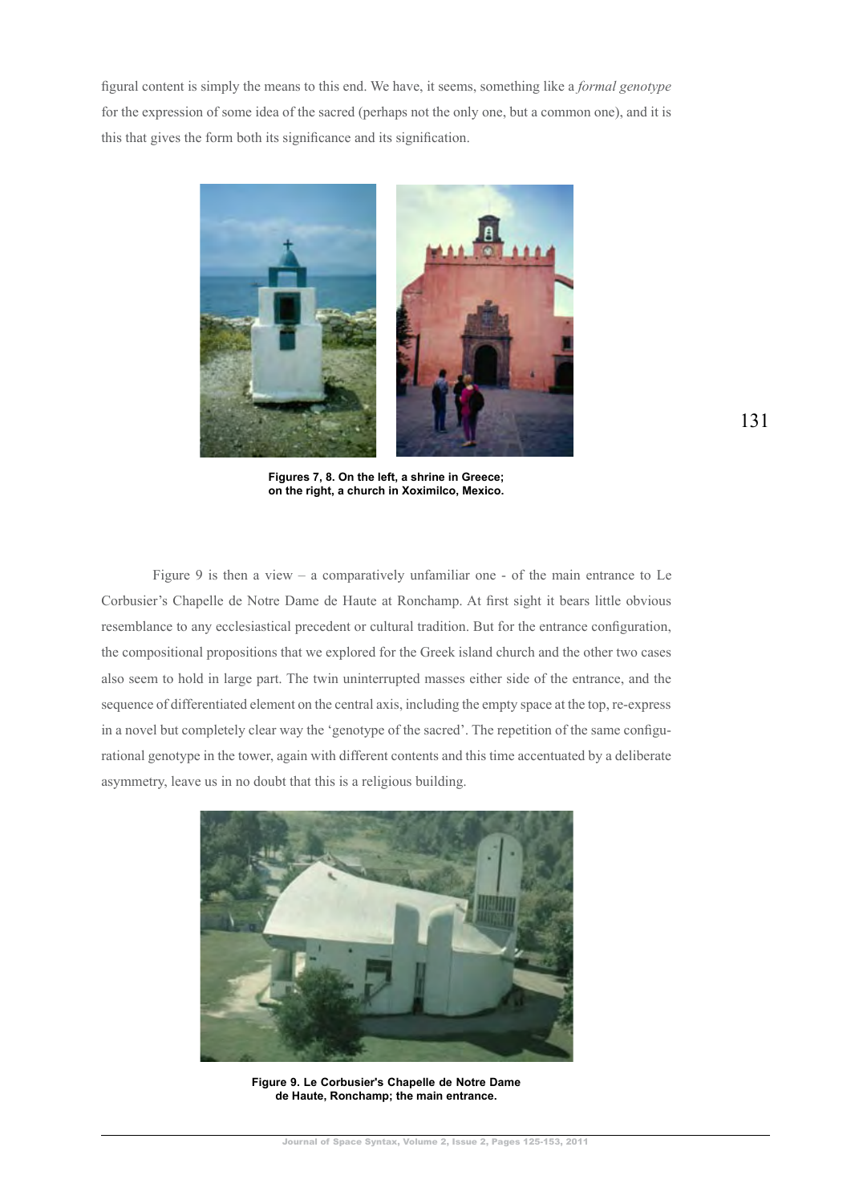figural content is simply the means to this end. We have, it seems, something like a *formal genotype* for the expression of some idea of the sacred (perhaps not the only one, but a common one), and it is this that gives the form both its significance and its signification.

**Figures 7, 8. On the left, a shrine in Greece; on the right, a church in Xoximilco, Mexico.**

Figure 9 is then a view – a comparatively unfamiliar one - of the main entrance to Le Corbusier's Chapelle de Notre Dame de Haute at Ronchamp. At first sight it bears little obvious resemblance to any ecclesiastical precedent or cultural tradition. But for the entrance configuration, the compositional propositions that we explored for the Greek island church and the other two cases also seem to hold in large part. The twin uninterrupted masses either side of the entrance, and the sequence of differentiated element on the central axis, including the empty space at the top, re-express in a novel but completely clear way the 'genotype of the sacred'. The repetition of the same configurational genotype in the tower, again with different contents and this time accentuated by a deliberate asymmetry, leave us in no doubt that this is a religious building.

**Figure 9. Le Corbusier's Chapelle de Notre Dame de Haute, Ronchamp; the main entrance.**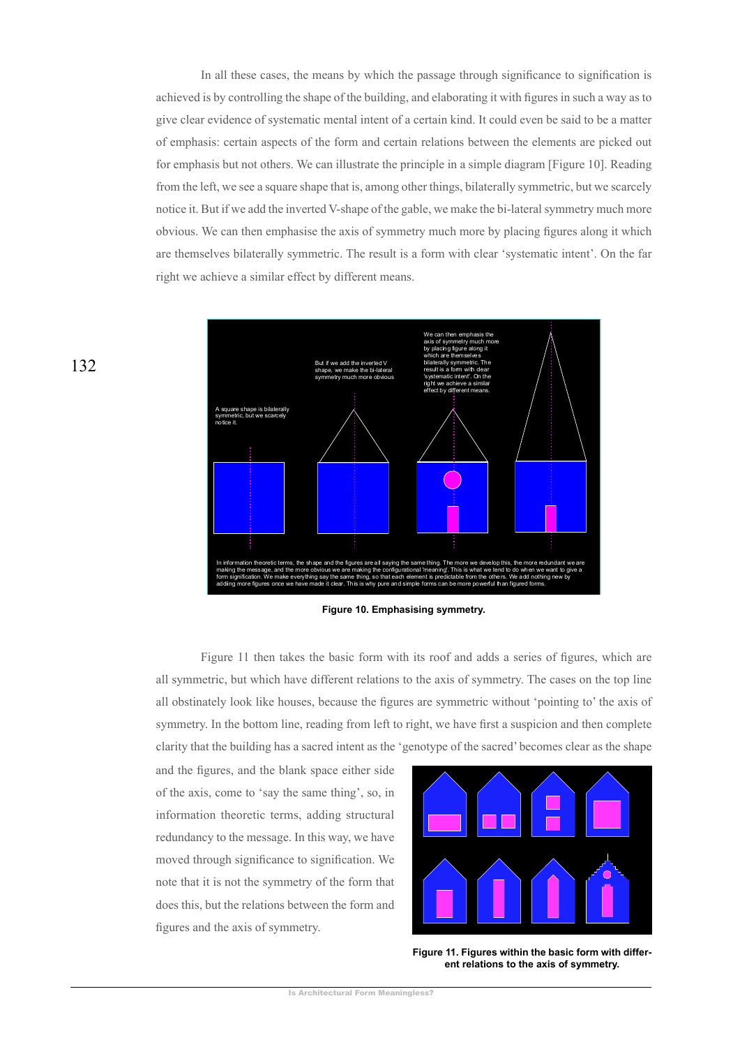In all these cases, the means by which the passage through significance to signification is achieved is by controlling the shape of the building, and elaborating it with figures in such a way as to give clear evidence of systematic mental intent of a certain kind. It could even be said to be a matter of emphasis: certain aspects of the form and certain relations between the elements are picked out for emphasis but not others. We can illustrate the principle in a simple diagram [Figure 10]. Reading from the left, we see a square shape that is, among other things, bilaterally symmetric, but we scarcely notice it. But if we add the inverted V-shape of the gable, we make the bi-lateral symmetry much more obvious. We can then emphasise the axis of symmetry much more by placing figures along it which are themselves bilaterally symmetric. The result is a form with clear 'systematic intent'. On the far right we achieve a similar effect by different means.

**Figure 10. Emphasising symmetry.**

Figure 11 then takes the basic form with its roof and adds a series of figures, which are all symmetric, but which have different relations to the axis of symmetry. The cases on the top line all obstinately look like houses, because the figures are symmetric without 'pointing to' the axis of symmetry. In the bottom line, reading from left to right, we have first a suspicion and then complete clarity that the building has a sacred intent as the 'genotype of the sacred' becomes clear as the shape and the figures, and the blank space either side of the axis, come to 'say the same thing', so, in information theoretic terms, adding structural redundancy to the message. In this way, we have moved through significance to signification. We note that it is not the symmetry of the form that does this, but the relations between the form and figures and the axis of symmetry.

**Figure 11. Figures within the basic form with different relations to the axis of symmetry.**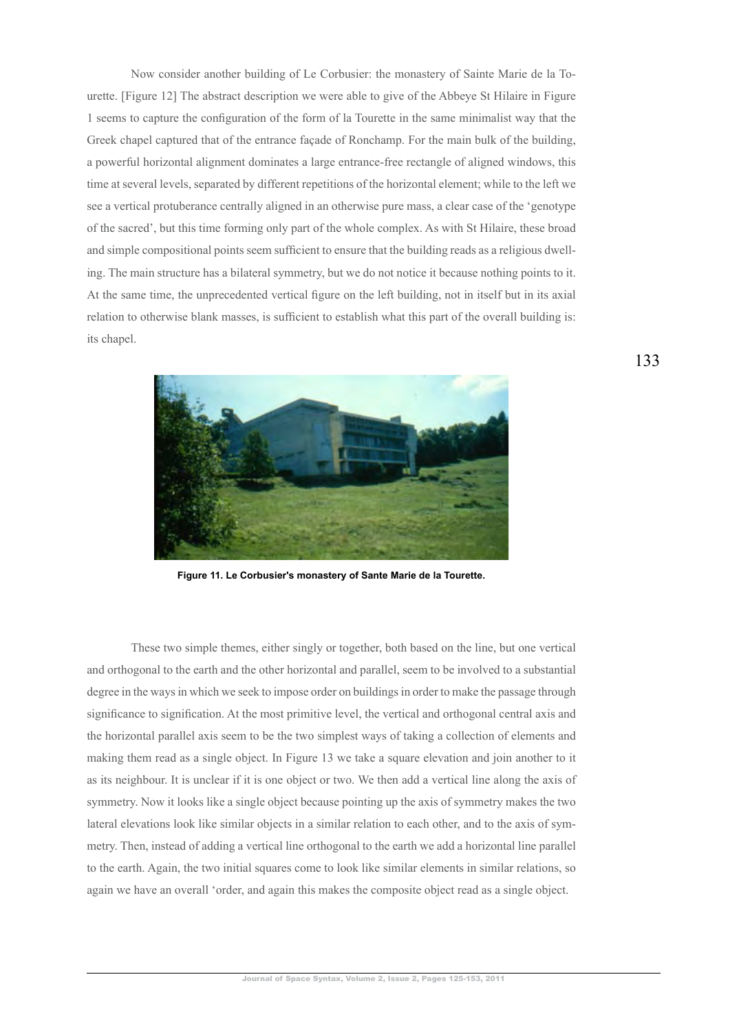Now consider another building of Le Corbusier: the monastery of Sainte Marie de la Tourette. [Figure 12] The abstract description we were able to give of the Abbeye St Hilaire in Figure 1 seems to capture the configuration of the form of la Tourette in the same minimalist way that the Greek chapel captured that of the entrance façade of Ronchamp. For the main bulk of the building, a powerful horizontal alignment dominates a large entrance-free rectangle of aligned windows, this time at several levels, separated by different repetitions of the horizontal element; while to the left we see a vertical protuberance centrally aligned in an otherwise pure mass, a clear case of the 'genotype of the sacred', but this time forming only part of the whole complex. As with St Hilaire, these broad and simple compositional points seem sufficient to ensure that the building reads as a religious dwelling. The main structure has a bilateral symmetry, but we do not notice it because nothing points to it. At the same time, the unprecedented vertical figure on the left building, not in itself but in its axial relation to otherwise blank masses, is sufficient to establish what this part of the overall building is: its chapel.

**Figure 11. Le Corbusier's monastery of Sante Marie de la Tourette.**

These two simple themes, either singly or together, both based on the line, but one vertical and orthogonal to the earth and the other horizontal and parallel, seem to be involved to a substantial degree in the ways in which we seek to impose order on buildings in order to make the passage through significance to signification. At the most primitive level, the vertical and orthogonal central axis and the horizontal parallel axis seem to be the two simplest ways of taking a collection of elements and making them read as a single object. In Figure 13 we take a square elevation and join another to it as its neighbour. It is unclear if it is one object or two. We then add a vertical line along the axis of symmetry. Now it looks like a single object because pointing up the axis of symmetry makes the two lateral elevations look like similar objects in a similar relation to each other, and to the axis of symmetry. Then, instead of adding a vertical line orthogonal to the earth we add a horizontal line parallel to the earth. Again, the two initial squares come to look like similar elements in similar relations, so again we have an overall 'order, and again this makes the composite object read as a single object.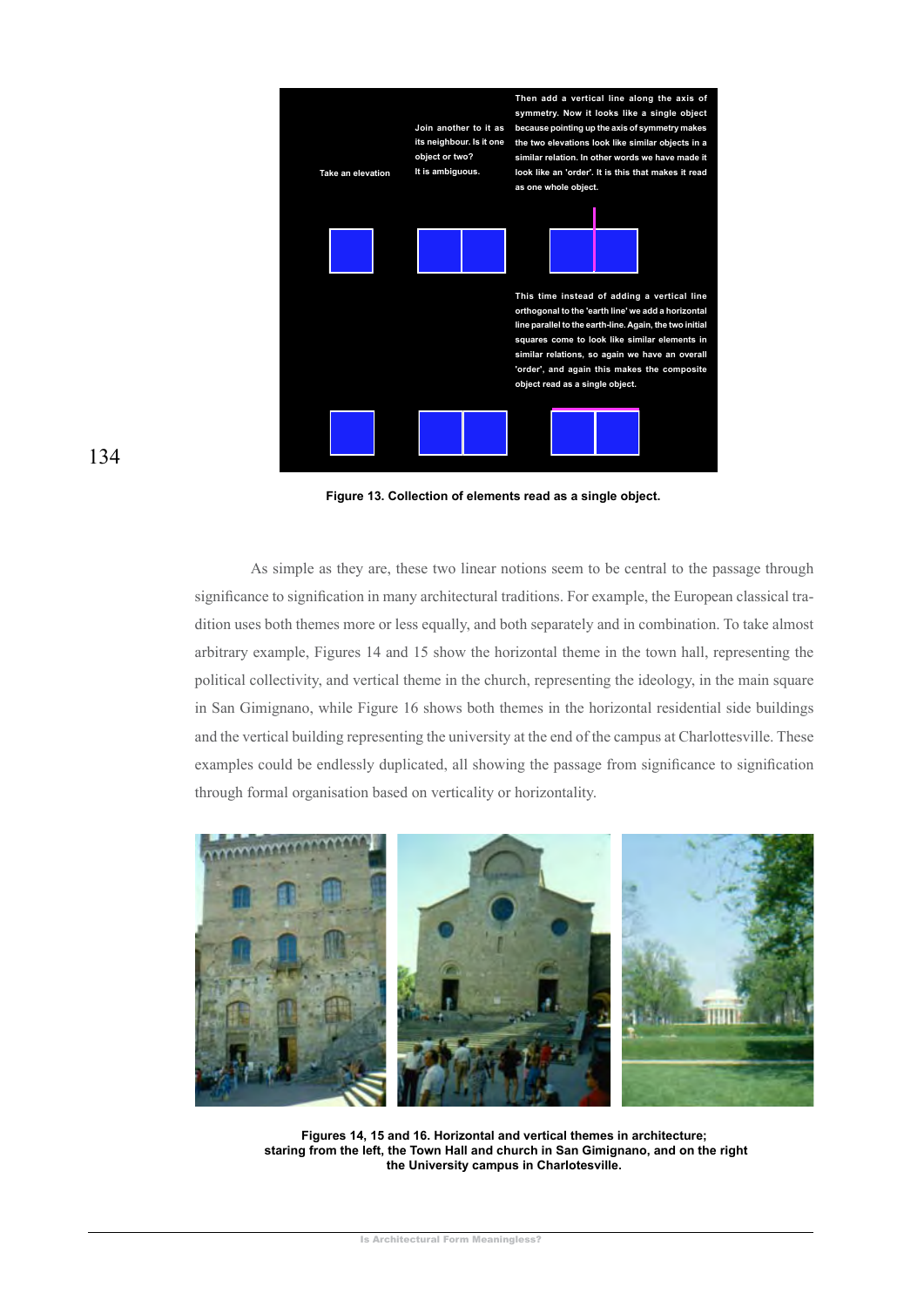Take an elevation

Join another to it as its neighbour. Is it one object or two? It is ambiguous.

Then add a vertical line along the axis of symmetry. Now it looks like a single object because pointing up the axis of symmetry makes the two elevations look like similar objects in a similar relation. In other words we have made it look like an 'order'. It is this that makes it read as one whole object.

This time instead of adding a vertical line orthogonal to the 'earth line' we add a horizontal line parallel to the earth-line. Again, the two initial squares come to look like similar elements in similar relations, so again we have an overall 'order', and again this makes the composite object read as a single object.

**Figure 13. Collection of elements read as a single object.**

As simple as they are, these two linear notions seem to be central to the passage through significance to signification in many architectural traditions. For example, the European classical tradition uses both themes more or less equally, and both separately and in combination. To take almost arbitrary example, Figures 14 and 15 show the horizontal theme in the town hall, representing the political collectivity, and vertical theme in the church, representing the ideology, in the main square in San Gimignano, while Figure 16 shows both themes in the horizontal residential side buildings and the vertical building representing the university at the end of the campus at Charlottesville. These examples could be endlessly duplicated, all showing the passage from significance to signification through formal organisation based on verticality or horizontality.

**Figures 14, 15 and 16. Horizontal and vertical themes in architecture; staring from the left, the Town Hall and church in San Gimignano, and on the right the University campus in Charlostesville.**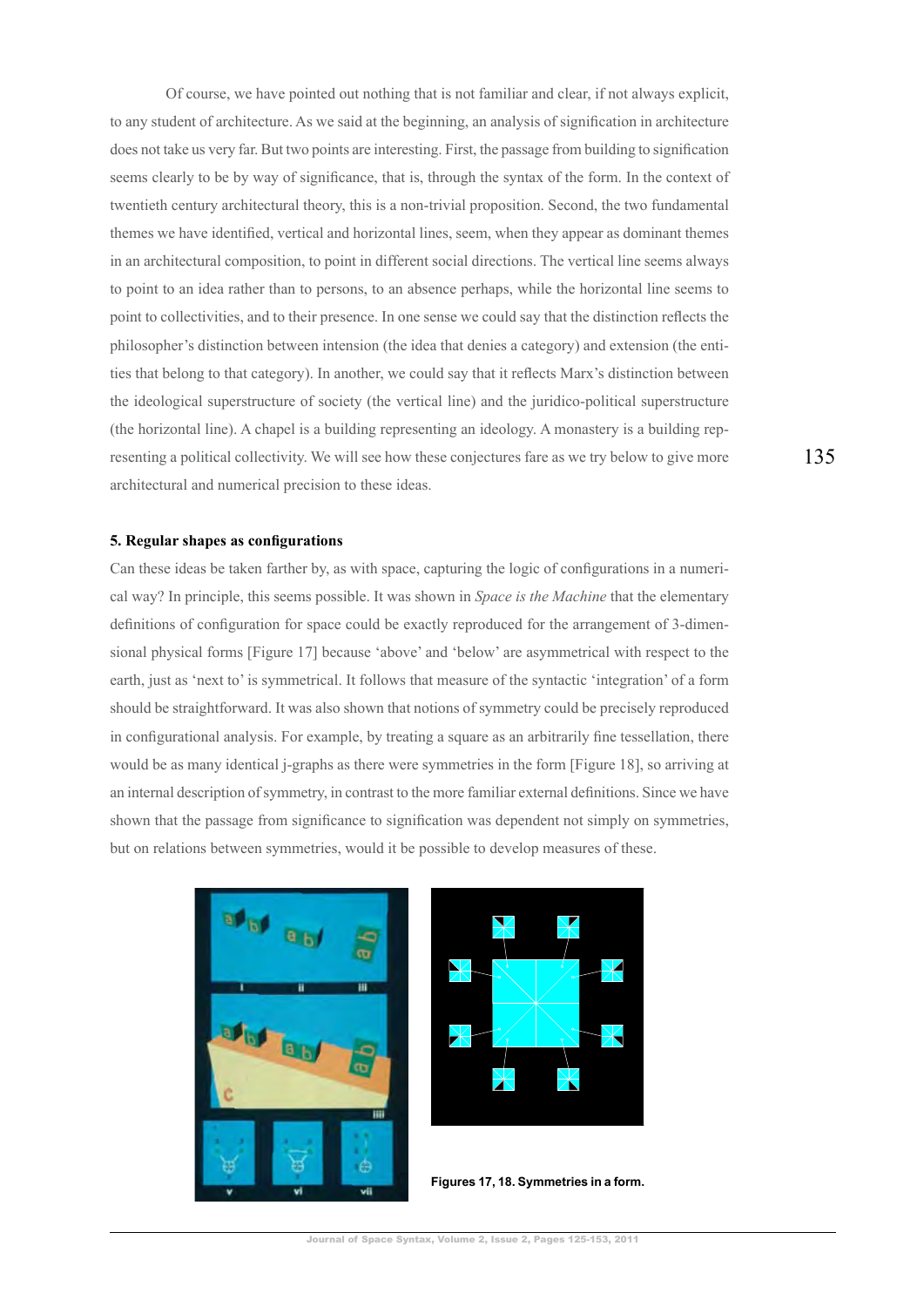Of course, we have pointed out nothing that is not familiar and clear, if not always explicit, to any student of architecture. As we said at the beginning, an analysis of signification in architecture does not take us very far. But two points are interesting. First, the passage from building to signification seems clearly to be by way of significance, that is, through the syntax of the form. In the context of twentieth century architectural theory, this is a non-trivial proposition. Second, the two fundamental themes we have identified, vertical and horizontal lines, seem, when they appear as dominant themes in an architectural composition, to point in different social directions. The vertical line seems always to point to an idea rather than to persons, to an absence perhaps, while the horizontal line seems to point to collectivities, and to their presence. In one sense we could say that the distinction reflects the philosopher's distinction between intension (the idea that denies a category) and extension (the entities that belong to that category). In another, we could say that it reflects Marx's distinction between the ideological superstructure of society (the vertical line) and the juridico-political superstructure (the horizontal line). A chapel is a building representing an ideology. A monastery is a building representing a political collectivity. We will see how these conjectures fare as we try below to give more architectural and numerical precision to these ideas.

**5. Regular shapes as configurations**

Can these ideas be taken farther by, as with space, capturing the logic of configurations in a numerical way? In principle, this seems possible. It was shown in *Space is the Machine* that the elementary definitions of configuration for space could be exactly reproduced for the arrangement of 3-dimensional physical forms [Figure 17] because 'above' and 'below' are asymmetrical with respect to the earth, just as 'next to' is symmetrical. It follows that measure of the syntactic 'integration' of a form should be straightforward. It was also shown that notions of symmetry could be precisely reproduced in configurational analysis. For example, by treating a square as an arbitrarily fine tessellation, there would be as many identical j-graphs as there were symmetries in the form [Figure 18], so arriving at an internal description of symmetry, in contrast to the more familiar external definitions. Since we have shown that the passage from significance to signification was dependent not simply on symmetries, but on relations between symmetries, would it be possible to develop measures of these.

**Figures 17, 18. Symmetries in a form.**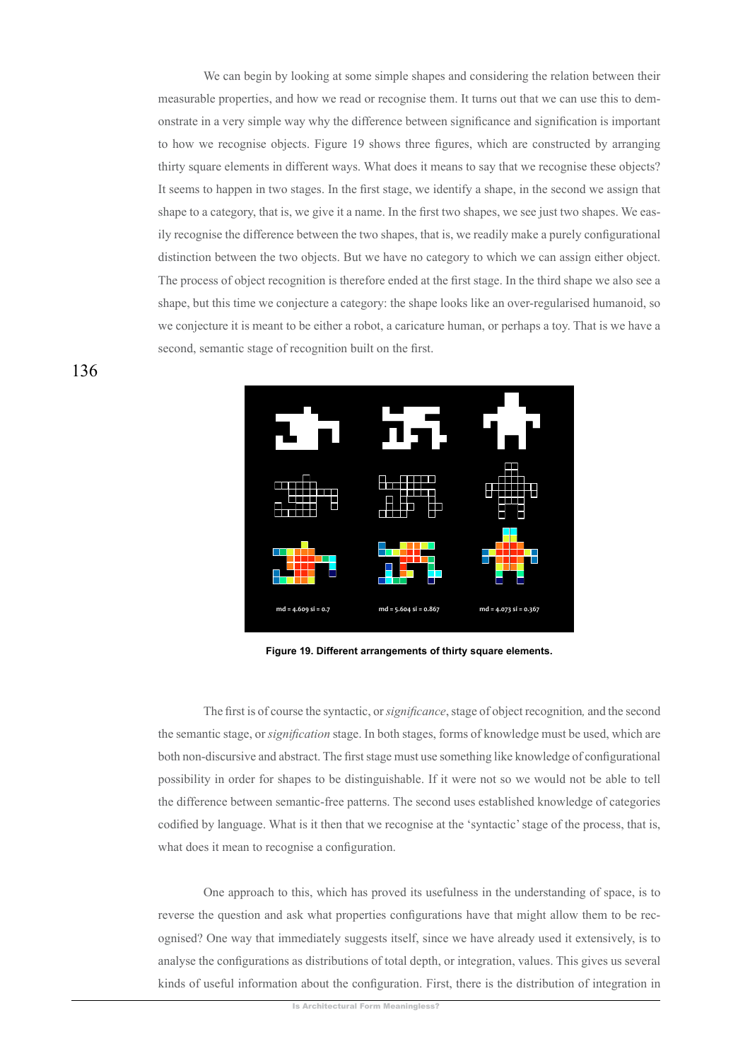We can begin by looking at some simple shapes and considering the relation between their measurable properties, and how we read or recognise them. It turns out that we can use this to demonstrate in a very simple way why the difference between significance and signification is important to how we recognise objects. Figure 19 shows three figures, which are constructed by arranging thirty square elements in different ways. What does it means to say that we recognise these objects? It seems to happen in two stages. In the first stage, we identify a shape, in the second we assign that shape to a category, that is, we give it a name. In the first two shapes, we see just two shapes. We easily recognise the difference between the two shapes, that is, we readily make a purely configurational distinction between the two objects. But we have no category to which we can assign either object. The process of object recognition is therefore ended at the first stage. In the third shape we also see a shape, but this time we conjecture a category: the shape looks like an over-regularised humanoid, so we conjecture it is meant to be either a robot, a caricature human, or perhaps a toy. That is we have a second, semantic stage of recognition built on the first.

md = 4.609 si = 0.7 md = 5.604 si = 0.867 md = 4.073 si = 0.367

**Figure 19. Different arrangements of thirty square elements.**

The first is of course the syntactic, or *significance*, stage of object recognition, and the second the semantic stage, or *signification* stage. In both stages, forms of knowledge must be used, which are both non-discursive and abstract. The first stage must use something like knowledge of configurational possibility in order for shapes to be distinguishable. If it were not so we would not be able to tell the difference between semantic-free patterns. The second uses established knowledge of categories codified by language. What is it then that we recognise at the 'syntactic' stage of the process, that is, what does it mean to recognise a configuration.

One approach to this, which has proved its usefulness in the understanding of space, is to reverse the question and ask what properties configurations have that might allow them to be recognised? One way that immediately suggests itself, since we have already used it extensively, is to analyse the configurations as distributions of total depth, or integration, values. This gives us several kinds of useful information about the configuration. First, there is the distribution of integration in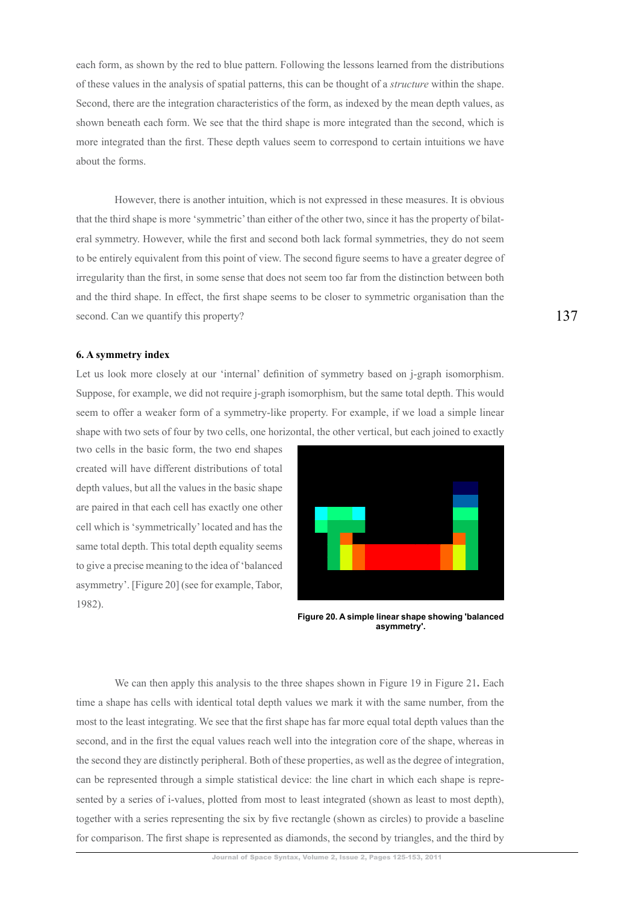each form, as shown by the red to blue pattern. Following the lessons learned from the distributions of these values in the analysis of spatial patterns, this can be thought of a *structure* within the shape. Second, there are the integration characteristics of the form, as indexed by the mean depth values, as shown beneath each form. We see that the third shape is more integrated than the second, which is more integrated than the first. These depth values seem to correspond to certain intuitions we have about the forms.

However, there is another intuition, which is not expressed in these measures. It is obvious that the third shape is more 'symmetric' than either of the other two, since it has the property of bilateral symmetry. However, while the first and second both lack formal symmetries, they do not seem to be entirely equivalent from this point of view. The second figure seems to have a greater degree of irregularity than the first, in some sense that does not seem too far from the distinction between both and the third shape. In effect, the first shape seems to be closer to symmetric organisation than the second. Can we quantify this property?

### 6. A symmetry index

Let us look more closely at our 'internal' definition of symmetry based on j-graph isomorphism. Suppose, for example, we did not require j-graph isomorphism, but the same total depth. This would seem to offer a weaker form of a symmetry-like property. For example, if we load a simple linear shape with two sets of four by two cells, one horizontal, the other vertical, but each joined to exactly two cells in the basic form, the two end shapes created will have different distributions of total depth values, but all the values in the basic shape are paired in that each cell has exactly one other cell which is 'symmetrically' located and has the same total depth. This total depth equality seems to give a precise meaning to the idea of 'balanced asymmetry'. [Figure 20] (see for example, Tabor, 1982).

**Figure 20. A simple linear shape showing 'balanced asymmetry'.**

We can then apply this analysis to the three shapes shown in Figure 19 in Figure 21**.** Each time a shape has cells with identical total depth values we mark it with the same number, from the most to the least integrating. We see that the first shape has far more equal total depth values than the second, and in the first the equal values reach well into the integration core of the shape, whereas in the second they are distinctly peripheral. Both of these properties, as well as the degree of integration, can be represented through a simple statistical device: the line chart in which each shape is represented by a series of i-values, plotted from most to least integrated (shown as least to most depth), together with a series representing the six by five rectangle (shown as circles) to provide a baseline for comparison. The first shape is represented as diamonds, the second by triangles, and the third by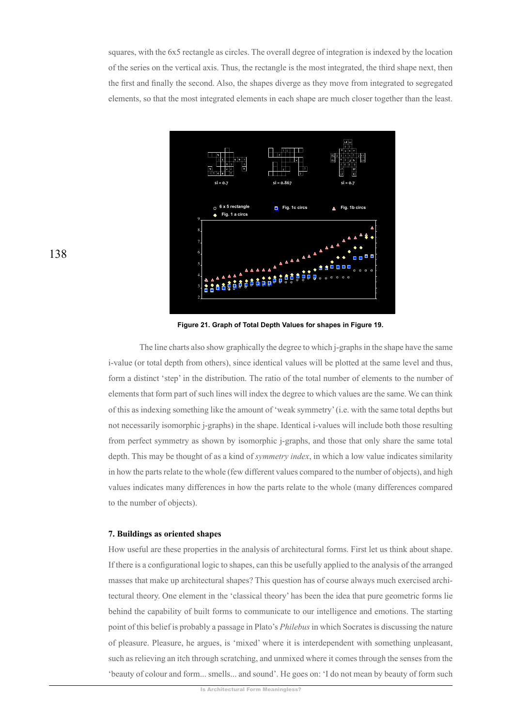squares, with the 6x5 rectangle as circles. The overall degree of integration is indexed by the location of the series on the vertical axis. Thus, the rectangle is the most integrated, the third shape next, then the first and finally the second. Also, the shapes diverge as they move from integrated to segregated elements, so that the most integrated elements in each shape are much closer together than the least.

**Figure 21. Graph of Total Depth Values for shapes in Figure 19.**

The line charts also show graphically the degree to which j-graphs in the shape have the same i-value (or total depth from others), since identical values will be plotted at the same level and thus, form a distinct 'step' in the distribution. The ratio of the total number of elements to the number of elements that form part of such lines will index the degree to which values are the same. We can think of this as indexing something like the amount of 'weak symmetry' (i.e. with the same total depths but not necessarily isomorphic j-graphs) in the shape. Identical i-values will include both those resulting from perfect symmetry as shown by isomorphic j-graphs, and those that only share the same total depth. This may be thought of as a kind of *symmetry index*, in which a low value indicates similarity in how the parts relate to the whole (few different values compared to the number of objects), and high values indicates many differences in how the parts relate to the whole (many differences compared to the number of objects).

### 7. Buildings as oriented shapes

How useful are these properties in the analysis of architectural forms. First let us think about shape. If there is a configurational logic to shapes, can this be usefully applied to the analysis of the arranged masses that make up architectural shapes? This question has of course always much exercised architectural theory. One element in the 'classical theory' has been the idea that pure geometric forms lie behind the capability of built forms to communicate to our intelligence and emotions. The starting point of this belief is probably a passage in Plato's *Philebus* in which Socrates is discussing the nature of pleasure. Pleasure, he argues, is 'mixed' where it is interdependent with something unpleasant, such as relieving an itch through scratching, and unmixed where it comes through the senses from the 'beauty of colour and form... smells... and sound'. He goes on: 'I do not mean by beauty of form such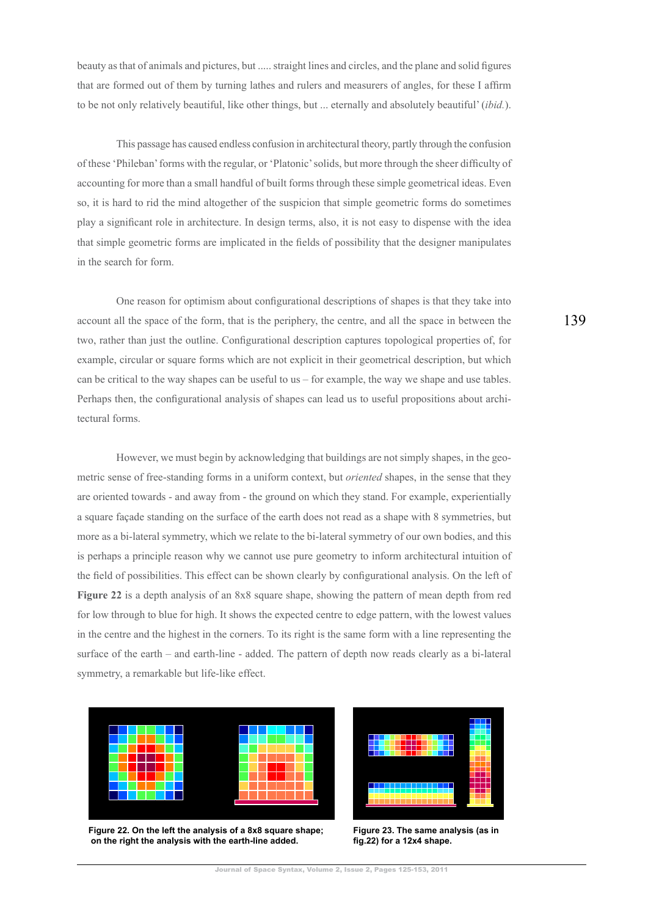beauty as that of animals and pictures, but ..... straight lines and circles, and the plane and solid figures that are formed out of them by turning lathes and rulers and measurers of angles, for these I affirm to be not only relatively beautiful, like other things, but ... eternally and absolutely beautiful' (*ibid.*).

This passage has caused endless confusion in architectural theory, partly through the confusion of these 'Phileban' forms with the regular, or 'Platonic' solids, but more through the sheer difficulty of accounting for more than a small handful of built forms through these simple geometrical ideas. Even so, it is hard to rid the mind altogether of the suspicion that simple geometric forms do sometimes play a significant role in architecture. In design terms, also, it is not easy to dispense with the idea that simple geometric forms are implicated in the fields of possibility that the designer manipulates in the search for form.

One reason for optimism about configurational descriptions of shapes is that they take into account all the space of the form, that is the periphery, the centre, and all the space in between the two, rather than just the outline. Configurational description captures topological properties of, for example, circular or square forms which are not explicit in their geometrical description, but which can be critical to the way shapes can be useful to us – for example, the way we shape and use tables. Perhaps then, the configurational analysis of shapes can lead us to useful propositions about architectural forms.

However, we must begin by acknowledging that buildings are not simply shapes, in the geometric sense of free-standing forms in a uniform context, but *oriented* shapes, in the sense that they are oriented towards - and away from - the ground on which they stand. For example, experientially a square façade standing on the surface of the earth does not read as a shape with 8 symmetries, but more as a bi-lateral symmetry, which we relate to the bi-lateral symmetry of our own bodies, and this is perhaps a principle reason why we cannot use pure geometry to inform architectural intuition of the field of possibilities. This effect can be shown clearly by configurational analysis. On the left of **Figure 22** is a depth analysis of an 8x8 square shape, showing the pattern of mean depth from red for low through to blue for high. It shows the expected centre to edge pattern, with the lowest values in the centre and the highest in the corners. To its right is the same form with a line representing the surface of the earth – and earth-line - added. The pattern of depth now reads clearly as a bi-lateral symmetry, a remarkable but life-like effect.

**Figure 22. On the left the analysis of a 8x8 square shape; on the right the analysis with the earth-line added.**

**Figure 23. The same analysis (as in fig.22) for a 12x4 shape.**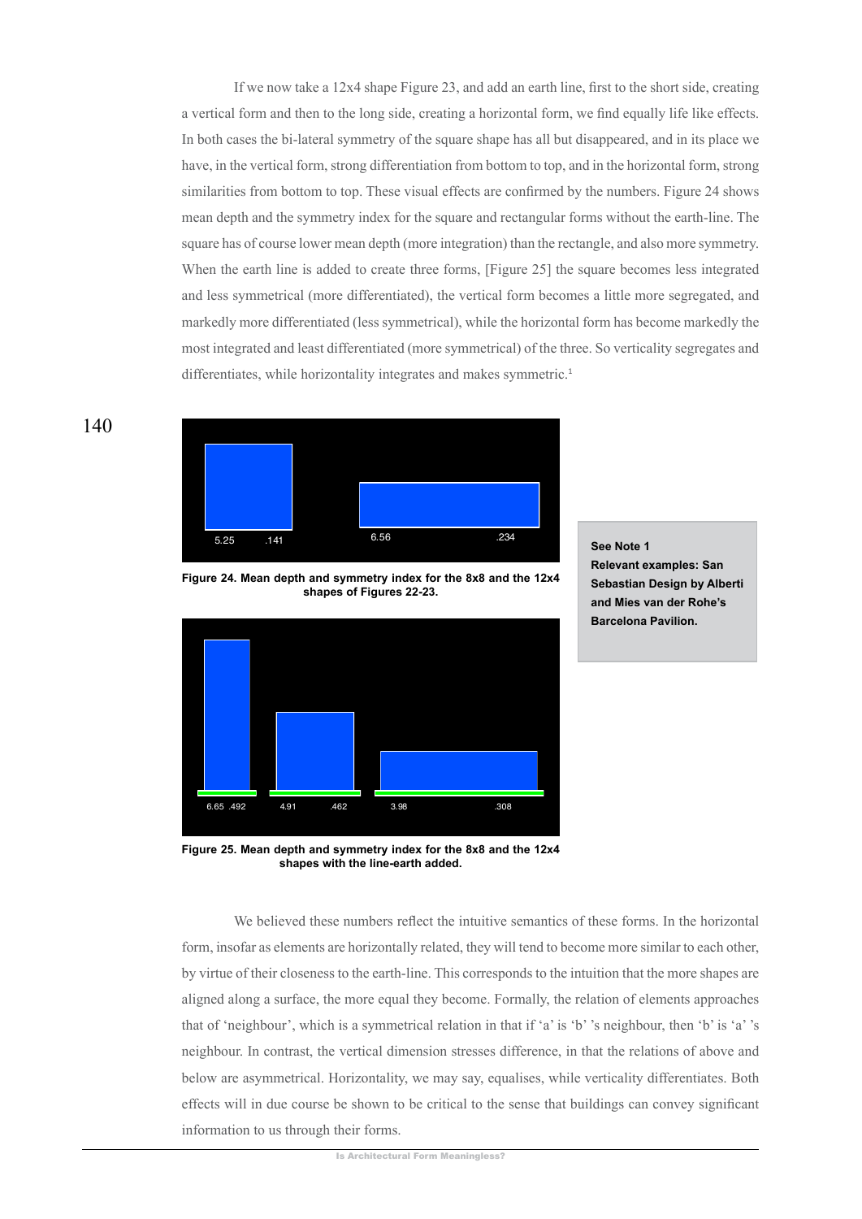If we now take a 12x4 shape Figure 23, and add an earth line, first to the short side, creating a vertical form and then to the long side, creating a horizontal form, we find equally life like effects. In both cases the bi-lateral symmetry of the square shape has all but disappeared, and in its place we have, in the vertical form, strong differentiation from bottom to top, and in the horizontal form, strong similarities from bottom to top. These visual effects are confirmed by the numbers. Figure 24 shows mean depth and the symmetry index for the square and rectangular forms without the earth-line. The square has of course lower mean depth (more integration) than the rectangle, and also more symmetry. When the earth line is added to create three forms, [Figure 25] the square becomes less integrated and less symmetrical (more differentiated), the vertical form becomes a little more segregated, and markedly more differentiated (less symmetrical), while the horizontal form has become markedly the most integrated and least differentiated (more symmetrical) of the three. So verticality segregates and differentiates, while horizontality integrates and makes symmetric.[1]

5.25 .141 6.56 .234

**Figure 24. Mean depth and symmetry index for the 8x8 and the 12x4 shapes of Figures 22-23.**

6.65 .492 4.91 .462 3.98 .308

**Figure 25. Mean depth and symmetry index for the 8x8 and the 12x4 shapes with the line-earth added.**

**See Note 1**
**Relevant examples: San Sebastian Design by Alberti and Mies van der Rohe's Barcelona Pavilion.**

We believed these numbers reflect the intuitive semantics of these forms. In the horizontal form, insofar as elements are horizontally related, they will tend to become more similar to each other, by virtue of their closeness to the earth-line. This corresponds to the intuition that the more shapes are aligned along a surface, the more equal they become. Formally, the relation of elements approaches that of 'neighbour', which is a symmetrical relation in that if 'a' is 'b' 's neighbour, then 'b' is 'a' 's neighbour. In contrast, the vertical dimension stresses difference, in that the relations of above and below are asymmetrical. Horizontality, we may say, equalises, while verticality differentiates. Both effects will in due course be shown to be critical to the sense that buildings can convey significant information to us through their forms.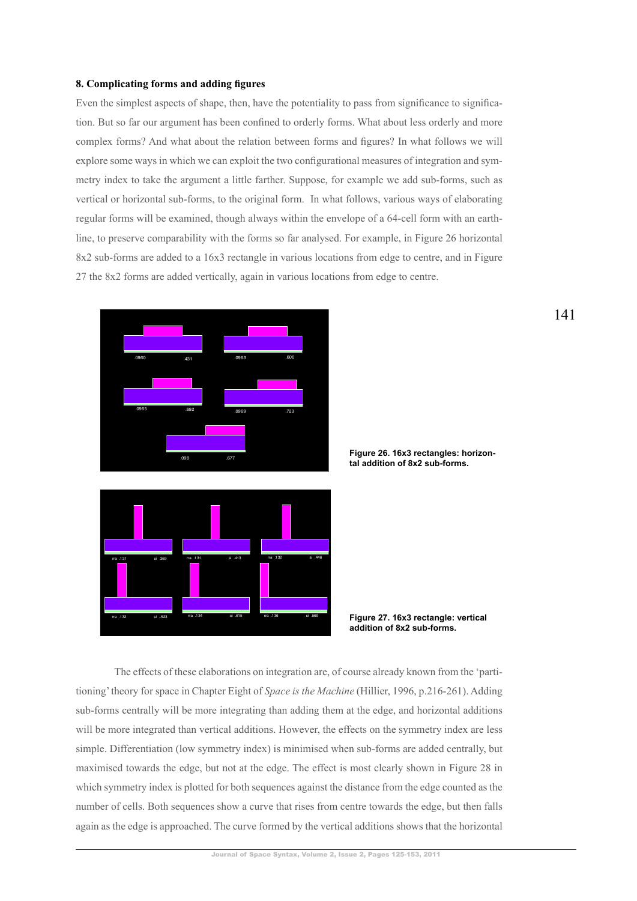## 8. Complicating forms and adding figures

Even the simplest aspects of shape, then, have the potentiality to pass from significance to signification. But so far our argument has been confined to orderly forms. What about less orderly and more complex forms? And what about the relation between forms and figures? In what follows we will explore some ways in which we can exploit the two configurational measures of integration and symmetry index to take the argument a little farther. Suppose, for example we add sub-forms, such as vertical or horizontal sub-forms, to the original form. In what follows, various ways of elaborating regular forms will be examined, though always within the envelope of a 64-cell form with an earth-line, to preserve comparability with the forms so far analysed. For example, in Figure 26 horizontal 8x2 sub-forms are added to a 16x3 rectangle in various locations from edge to centre, and in Figure 27 the 8x2 forms are added vertically, again in various locations from edge to centre.

**Figure 26. 16x3 rectangles: horizontal addition of 8x2 sub-forms.**

**Figure 27. 16x3 rectangle: vertical addition of 8x2 sub-forms.**

The effects of these elaborations on integration are, of course already known from the 'partitioning' theory for space in Chapter Eight of *Space is the Machine* (Hillier, 1996, p.216-261). Adding sub-forms centrally will be more integrating than adding them at the edge, and horizontal additions will be more integrated than vertical additions. However, the effects on the symmetry index are less simple. Differentiation (low symmetry index) is minimised when sub-forms are added centrally, but maximised towards the edge, but not at the edge. The effect is most clearly shown in Figure 28 in which symmetry index is plotted for both sequences against the distance from the edge counted as the number of cells. Both sequences show a curve that rises from centre towards the edge, but then falls again as the edge is approached. The curve formed by the vertical additions shows that the horizontal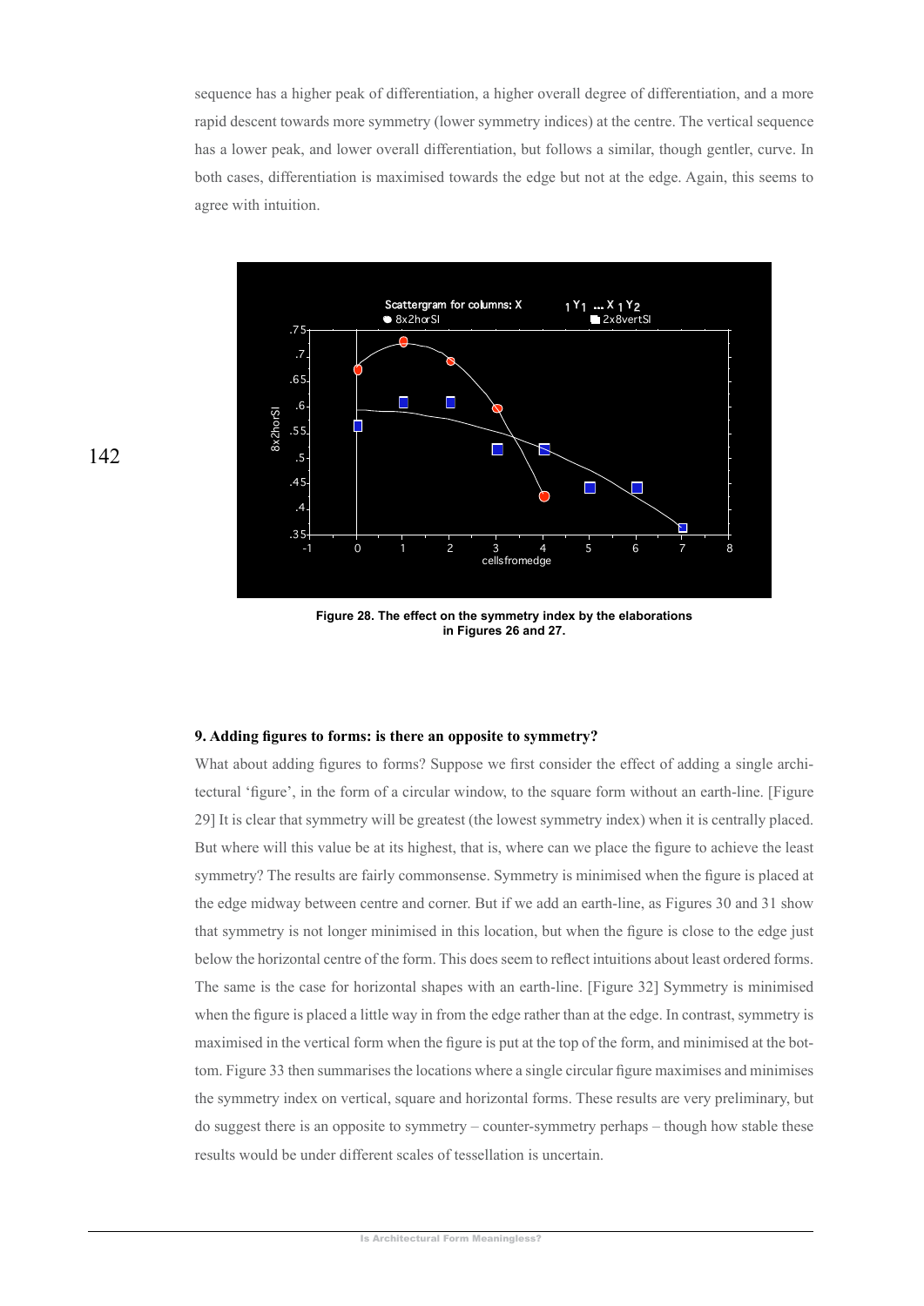sequence has a higher peak of differentiation, a higher overall degree of differentiation, and a more rapid descent towards more symmetry (lower symmetry indices) at the centre. The vertical sequence has a lower peak, and lower overall differentiation, but follows a similar, though gentler, curve. In both cases, differentiation is maximised towards the edge but not at the edge. Again, this seems to agree with intuition.

**Figure 28. The effect on the symmetry index by the elaborations in Figures 26 and 27.**

### 9. Adding figures to forms: is there an opposite to symmetry?

What about adding figures to forms? Suppose we first consider the effect of adding a single architectural 'figure', in the form of a circular window, to the square form without an earth-line. [Figure 29] It is clear that symmetry will be greatest (the lowest symmetry index) when it is centrally placed. But where will this value be at its highest, that is, where can we place the figure to achieve the least symmetry? The results are fairly commonsense. Symmetry is minimised when the figure is placed at the edge midway between centre and corner. But if we add an earth-line, as Figures 30 and 31 show that symmetry is not longer minimised in this location, but when the figure is close to the edge just below the horizontal centre of the form. This does seem to reflect intuitions about least ordered forms. The same is the case for horizontal shapes with an earth-line. [Figure 32] Symmetry is minimised when the figure is placed a little way in from the edge rather than at the edge. In contrast, symmetry is maximised in the vertical form when the figure is put at the top of the form, and minimised at the bottom. Figure 33 then summarises the locations where a single circular figure maximises and minimises the symmetry index on vertical, square and horizontal forms. These results are very preliminary, but do suggest there is an opposite to symmetry – counter-symmetry perhaps – though how stable these results would be under different scales of tessellation is uncertain.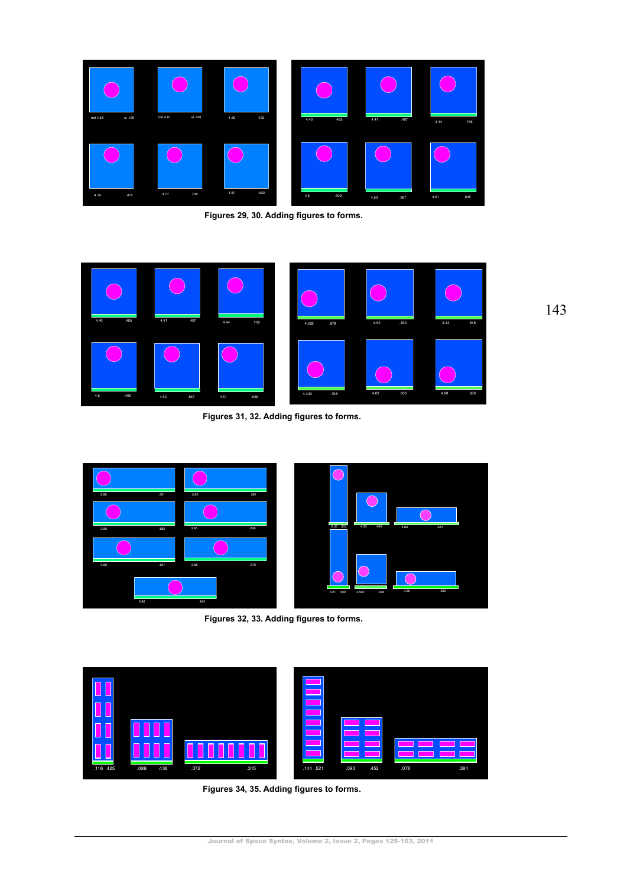Figures 29, 30. Adding figures to forms.

Figures 31, 32. Adding figures to forms.

Figures 32, 33. Adding figures to forms.

Figures 34, 35. Adding figures to forms.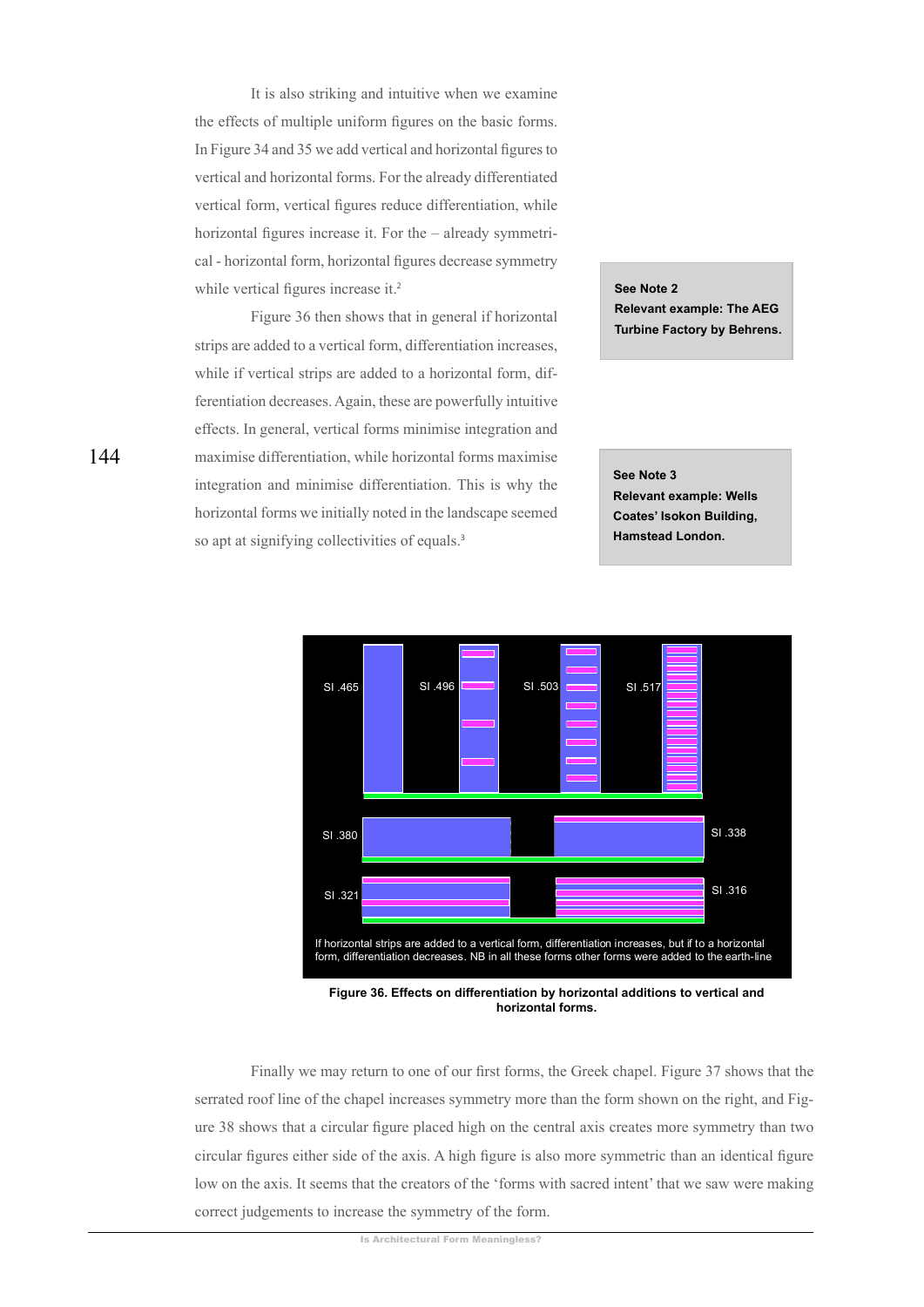It is also striking and intuitive when we examine the effects of multiple uniform figures on the basic forms. In Figure 34 and 35 we add vertical and horizontal figures to vertical and horizontal forms. For the already differentiated vertical form, vertical figures reduce differentiation, while horizontal figures increase it. For the – already symmetrical - horizontal form, horizontal figures decrease symmetry while vertical figures increase it.[2]

Figure 36 then shows that in general if horizontal strips are added to a vertical form, differentiation increases, while if vertical strips are added to a horizontal form, differentiation decreases. Again, these are powerfully intuitive effects. In general, vertical forms minimise integration and maximise differentiation, while horizontal forms maximise integration and minimise differentiation. This is why the horizontal forms we initially noted in the landscape seemed so apt at signifying collectivities of equals.[3]

**See Note 2**
**Relevant example: The AEG Turbine Factory by Behrens.**

**See Note 3**
**Relevant example: Wells Coates' Isokon Building, Hamstead London.**

SI .465 SI .496 SI .503 SI .517

SI .380 SI .338

SI .321 SI .316

If horizontal strips are added to a vertical form, differentiation increases, but if to a horizontal form, differentiation decreases. NB in all these forms other forms were added to the earth-line

**Figure 36. Effects on differentiation by horizontal additions to vertical and horizontal forms.**

Finally we may return to one of our first forms, the Greek chapel. Figure 37 shows that the serrated roof line of the chapel increases symmetry more than the form shown on the right, and Figure 38 shows that a circular figure placed high on the central axis creates more symmetry than two circular figures either side of the axis. A high figure is also more symmetric than an identical figure low on the axis. It seems that the creators of the 'forms with sacred intent' that we saw were making correct judgements to increase the symmetry of the form.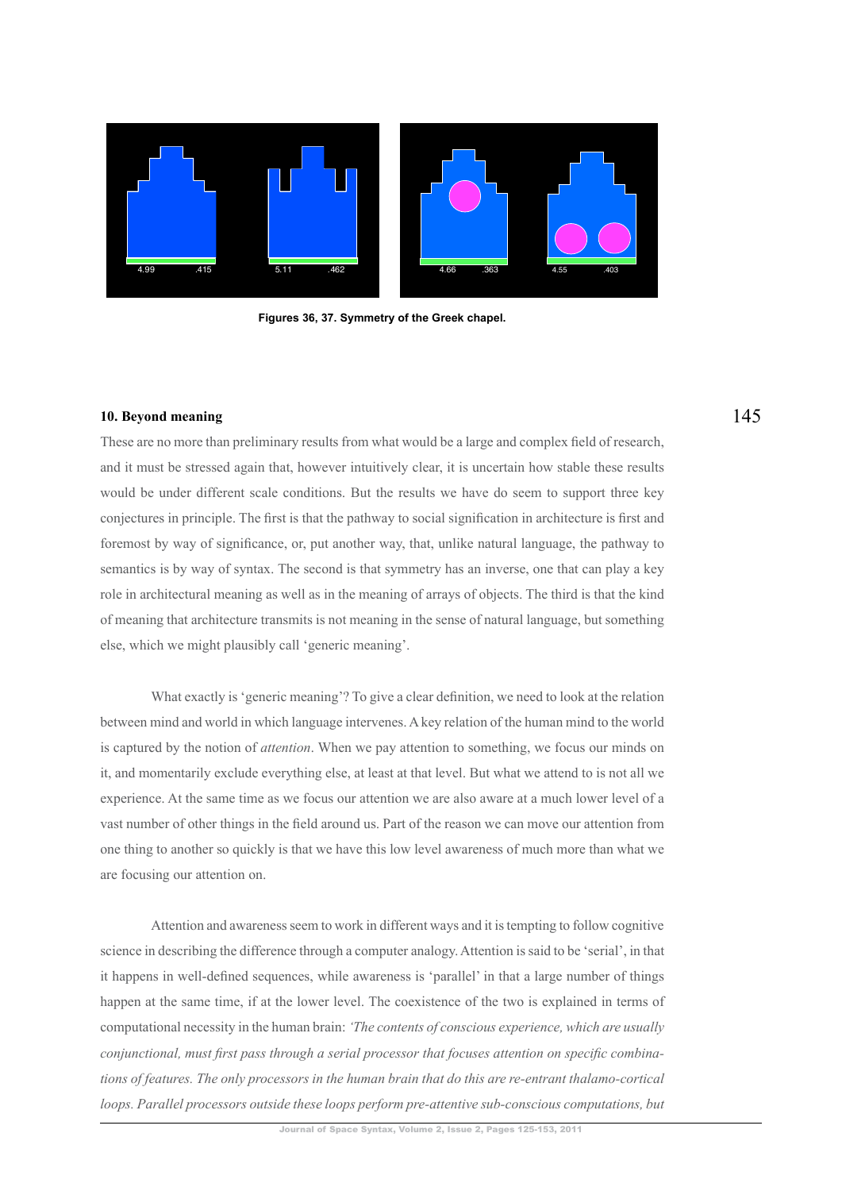Figures 36, 37. Symmetry of the Greek chapel.

### 10. Beyond meaning

These are no more than preliminary results from what would be a large and complex field of research, and it must be stressed again that, however intuitively clear, it is uncertain how stable these results would be under different scale conditions. But the results we have do seem to support three key conjectures in principle. The first is that the pathway to social signification in architecture is first and foremost by way of significance, or, put another way, that, unlike natural language, the pathway to semantics is by way of syntax. The second is that symmetry has an inverse, one that can play a key role in architectural meaning as well as in the meaning of arrays of objects. The third is that the kind of meaning that architecture transmits is not meaning in the sense of natural language, but something else, which we might plausibly call 'generic meaning'.

What exactly is 'generic meaning'? To give a clear definition, we need to look at the relation between mind and world in which language intervenes. A key relation of the human mind to the world is captured by the notion of *attention*. When we pay attention to something, we focus our minds on it, and momentarily exclude everything else, at least at that level. But what we attend to is not all we experience. At the same time as we focus our attention we are also aware at a much lower level of a vast number of other things in the field around us. Part of the reason we can move our attention from one thing to another so quickly is that we have this low level awareness of much more than what we are focusing our attention on.

Attention and awareness seem to work in different ways and it is tempting to follow cognitive science in describing the difference through a computer analogy. Attention is said to be 'serial', in that it happens in well-defined sequences, while awareness is 'parallel' in that a large number of things happen at the same time, if at the lower level. The coexistence of the two is explained in terms of computational necessity in the human brain: *'The contents of conscious experience, which are usually conjunctional, must first pass through a serial processor that focuses attention on specific combinations of features. The only processors in the human brain that do this are re-entrant thalamo-cortical loops. Parallel processors outside these loops perform pre-attentive sub-conscious computations, but*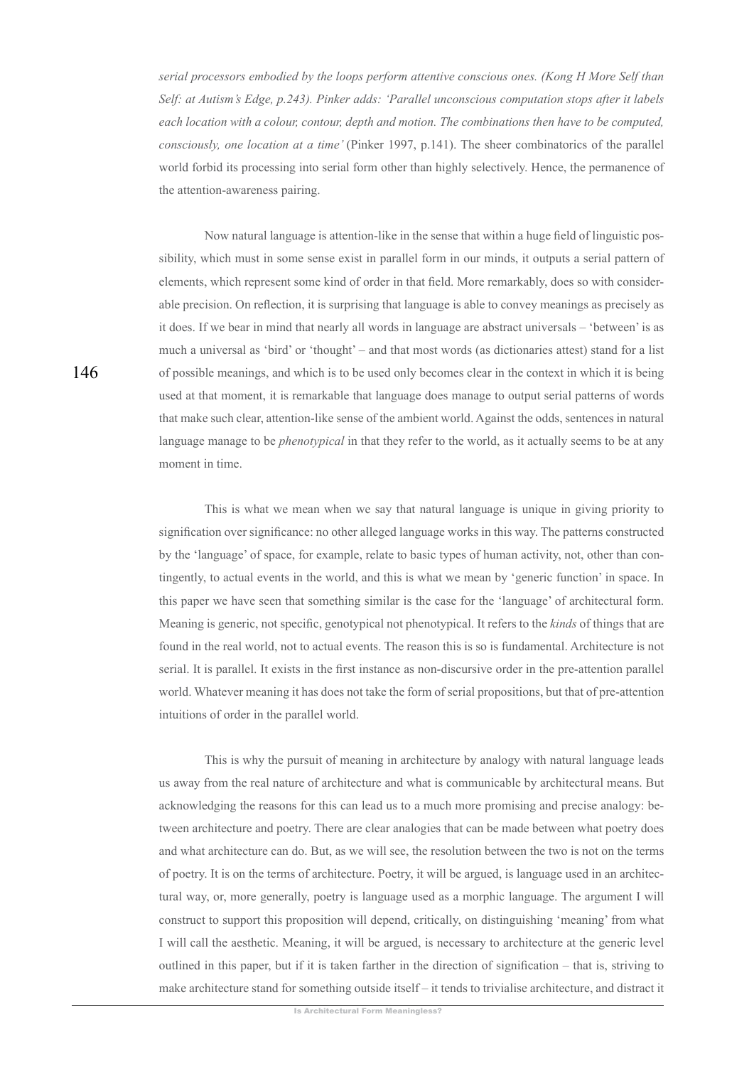*serial processors embodied by the loops perform attentive conscious ones. (Kong H More Self than Self: at Autism's Edge, p.243). Pinker adds: 'Parallel unconscious computation stops after it labels each location with a colour, contour, depth and motion. The combinations then have to be computed, consciously, one location at a time'* (Pinker 1997, p.141). The sheer combinatorics of the parallel world forbid its processing into serial form other than highly selectively. Hence, the permanence of the attention-awareness pairing.

Now natural language is attention-like in the sense that within a huge field of linguistic possibility, which must in some sense exist in parallel form in our minds, it outputs a serial pattern of elements, which represent some kind of order in that field. More remarkably, does so with considerable precision. On reflection, it is surprising that language is able to convey meanings as precisely as it does. If we bear in mind that nearly all words in language are abstract universals – 'between' is as much a universal as 'bird' or 'thought' – and that most words (as dictionaries attest) stand for a list of possible meanings, and which is to be used only becomes clear in the context in which it is being used at that moment, it is remarkable that language does manage to output serial patterns of words that make such clear, attention-like sense of the ambient world. Against the odds, sentences in natural language manage to be *phenotypical* in that they refer to the world, as it actually seems to be at any moment in time.

This is what we mean when we say that natural language is unique in giving priority to signification over significance: no other alleged language works in this way. The patterns constructed by the 'language' of space, for example, relate to basic types of human activity, not, other than contingently, to actual events in the world, and this is what we mean by 'generic function' in space. In this paper we have seen that something similar is the case for the 'language' of architectural form. Meaning is generic, not specific, genotypical not phenotypical. It refers to the *kinds* of things that are found in the real world, not to actual events. The reason this is so is fundamental. Architecture is not serial. It is parallel. It exists in the first instance as non-discursive order in the pre-attention parallel world. Whatever meaning it has does not take the form of serial propositions, but that of pre-attention intuitions of order in the parallel world.

This is why the pursuit of meaning in architecture by analogy with natural language leads us away from the real nature of architecture and what is communicable by architectural means. But acknowledging the reasons for this can lead us to a much more promising and precise analogy: between architecture and poetry. There are clear analogies that can be made between what poetry does and what architecture can do. But, as we will see, the resolution between the two is not on the terms of poetry. It is on the terms of architecture. Poetry, it will be argued, is language used in an architectural way, or, more generally, poetry is language used as a morphic language. The argument I will construct to support this proposition will depend, critically, on distinguishing 'meaning' from what I will call the aesthetic. Meaning, it will be argued, is necessary to architecture at the generic level outlined in this paper, but if it is taken farther in the direction of signification – that is, striving to make architecture stand for something outside itself – it tends to trivialise architecture, and distract it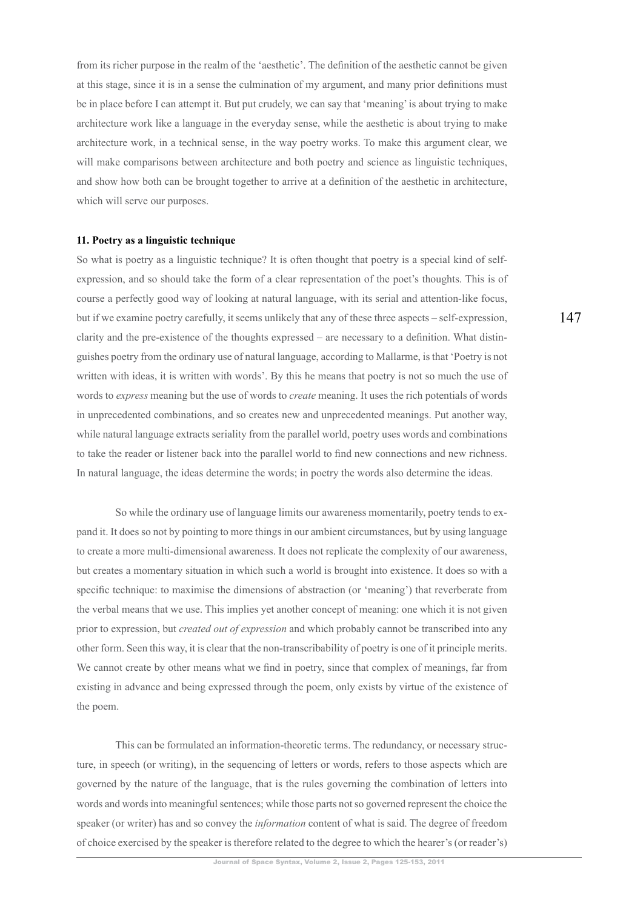from its richer purpose in the realm of the 'aesthetic'. The definition of the aesthetic cannot be given at this stage, since it is in a sense the culmination of my argument, and many prior definitions must be in place before I can attempt it. But put crudely, we can say that 'meaning' is about trying to make architecture work like a language in the everyday sense, while the aesthetic is about trying to make architecture work, in a technical sense, in the way poetry works. To make this argument clear, we will make comparisons between architecture and both poetry and science as linguistic techniques, and show how both can be brought together to arrive at a definition of the aesthetic in architecture, which will serve our purposes.

## 11. Poetry as a linguistic technique

So what is poetry as a linguistic technique? It is often thought that poetry is a special kind of self-expression, and so should take the form of a clear representation of the poet's thoughts. This is of course a perfectly good way of looking at natural language, with its serial and attention-like focus, but if we examine poetry carefully, it seems unlikely that any of these three aspects – self-expression, clarity and the pre-existence of the thoughts expressed – are necessary to a definition. What distinguishes poetry from the ordinary use of natural language, according to Mallarme, is that 'Poetry is not written with ideas, it is written with words'. By this he means that poetry is not so much the use of words to *express* meaning but the use of words to *create* meaning. It uses the rich potentials of words in unprecedented combinations, and so creates new and unprecedented meanings. Put another way, while natural language extracts seriality from the parallel world, poetry uses words and combinations to take the reader or listener back into the parallel world to find new connections and new richness. In natural language, the ideas determine the words; in poetry the words also determine the ideas.

So while the ordinary use of language limits our awareness momentarily, poetry tends to expand it. It does so not by pointing to more things in our ambient circumstances, but by using language to create a more multi-dimensional awareness. It does not replicate the complexity of our awareness, but creates a momentary situation in which such a world is brought into existence. It does so with a specific technique: to maximise the dimensions of abstraction (or 'meaning') that reverberate from the verbal means that we use. This implies yet another concept of meaning: one which it is not given prior to expression, but *created out of expression* and which probably cannot be transcribed into any other form. Seen this way, it is clear that the non-transcribability of poetry is one of it principle merits. We cannot create by other means what we find in poetry, since that complex of meanings, far from existing in advance and being expressed through the poem, only exists by virtue of the existence of the poem.

This can be formulated an information-theoretic terms. The redundancy, or necessary structure, in speech (or writing), in the sequencing of letters or words, refers to those aspects which are governed by the nature of the language, that is the rules governing the combination of letters into words and words into meaningful sentences; while those parts not so governed represent the choice the speaker (or writer) has and so convey the *information* content of what is said. The degree of freedom of choice exercised by the speaker is therefore related to the degree to which the hearer's (or reader's)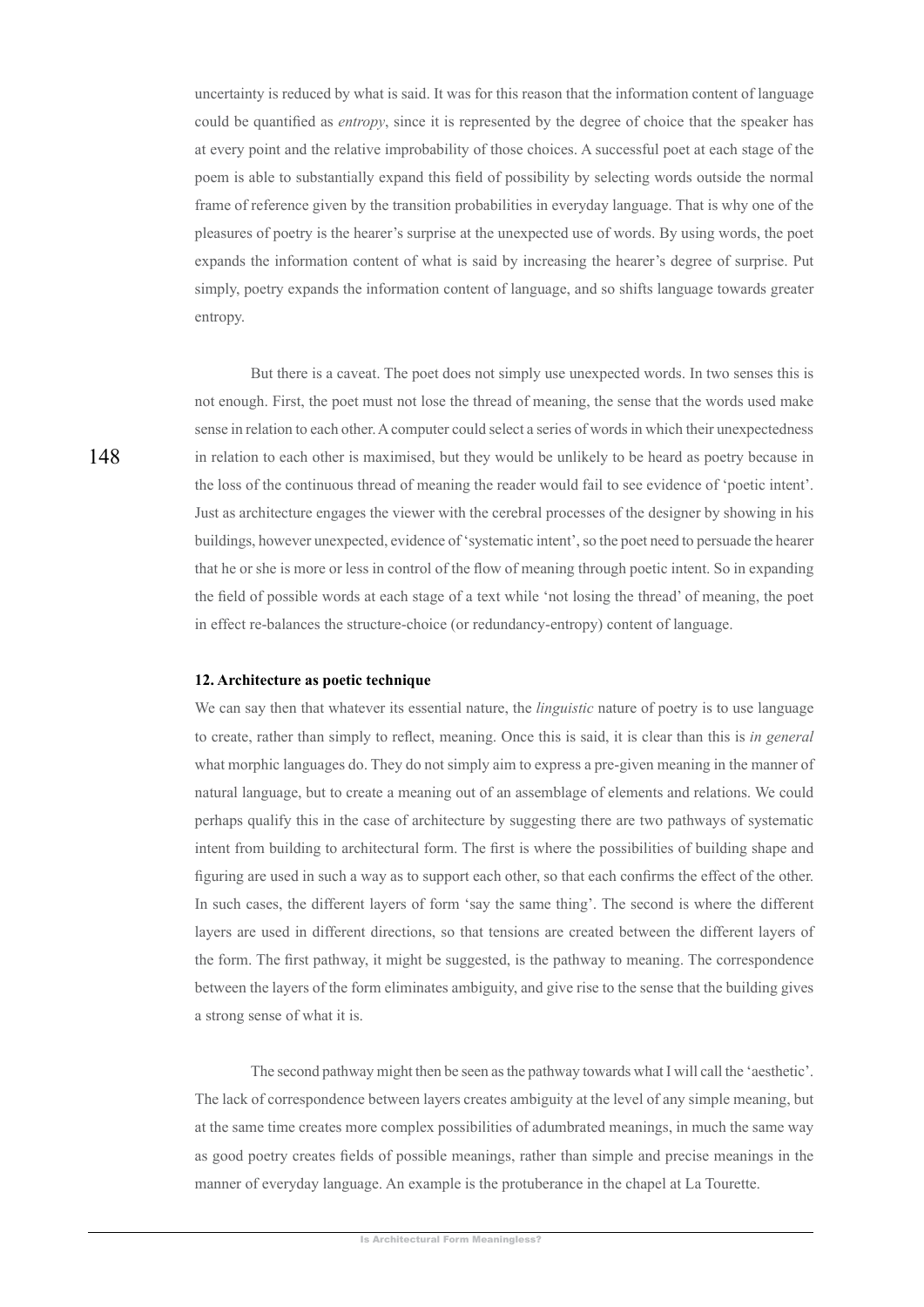uncertainty is reduced by what is said. It was for this reason that the information content of language could be quantified as *entropy*, since it is represented by the degree of choice that the speaker has at every point and the relative improbability of those choices. A successful poet at each stage of the poem is able to substantially expand this field of possibility by selecting words outside the normal frame of reference given by the transition probabilities in everyday language. That is why one of the pleasures of poetry is the hearer's surprise at the unexpected use of words. By using words, the poet expands the information content of what is said by increasing the hearer's degree of surprise. Put simply, poetry expands the information content of language, and so shifts language towards greater entropy.

But there is a caveat. The poet does not simply use unexpected words. In two senses this is not enough. First, the poet must not lose the thread of meaning, the sense that the words used make sense in relation to each other. A computer could select a series of words in which their unexpectedness in relation to each other is maximised, but they would be unlikely to be heard as poetry because in the loss of the continuous thread of meaning the reader would fail to see evidence of 'poetic intent'. Just as architecture engages the viewer with the cerebral processes of the designer by showing in his buildings, however unexpected, evidence of 'systematic intent', so the poet need to persuade the hearer that he or she is more or less in control of the flow of meaning through poetic intent. So in expanding the field of possible words at each stage of a text while 'not losing the thread' of meaning, the poet in effect re-balances the structure-choice (or redundancy-entropy) content of language.

**12. Architecture as poetic technique**

We can say then that whatever its essential nature, the *linguistic* nature of poetry is to use language to create, rather than simply to reflect, meaning. Once this is said, it is clear than this is *in general* what morphic languages do. They do not simply aim to express a pre-given meaning in the manner of natural language, but to create a meaning out of an assemblage of elements and relations. We could perhaps qualify this in the case of architecture by suggesting there are two pathways of systematic intent from building to architectural form. The first is where the possibilities of building shape and figuring are used in such a way as to support each other, so that each confirms the effect of the other. In such cases, the different layers of form 'say the same thing'. The second is where the different layers are used in different directions, so that tensions are created between the different layers of the form. The first pathway, it might be suggested, is the pathway to meaning. The correspondence between the layers of the form eliminates ambiguity, and give rise to the sense that the building gives a strong sense of what it is.

The second pathway might then be seen as the pathway towards what I will call the 'aesthetic'. The lack of correspondence between layers creates ambiguity at the level of any simple meaning, but at the same time creates more complex possibilities of adumbrated meanings, in much the same way as good poetry creates fields of possible meanings, rather than simple and precise meanings in the manner of everyday language. An example is the protuberance in the chapel at La Tourette.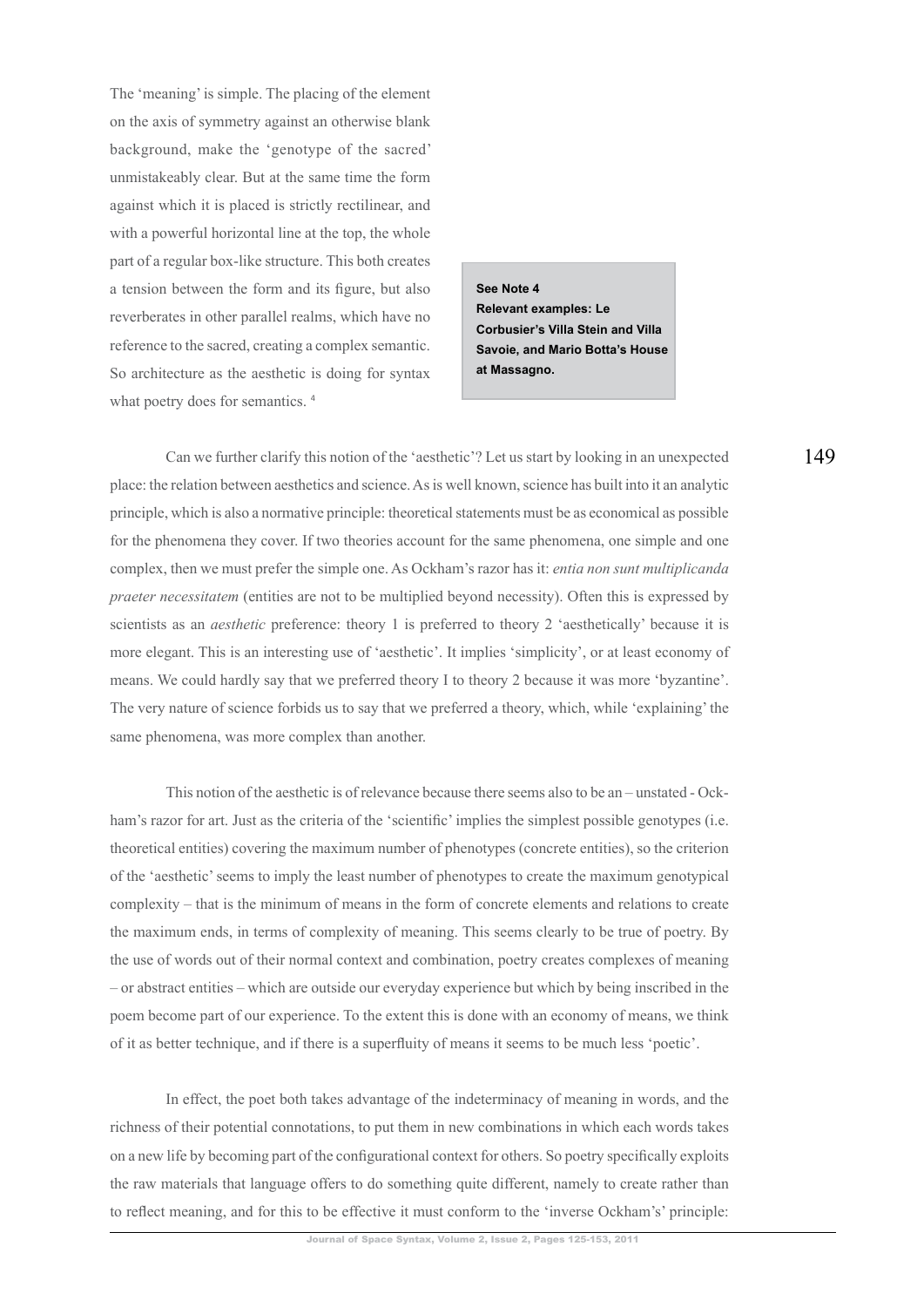The 'meaning' is simple. The placing of the element on the axis of symmetry against an otherwise blank background, make the 'genotype of the sacred' unmistakeably clear. But at the same time the form against which it is placed is strictly rectilinear, and with a powerful horizontal line at the top, the whole part of a regular box-like structure. This both creates a tension between the form and its figure, but also reverberates in other parallel realms, which have no reference to the sacred, creating a complex semantic. So architecture as the aesthetic is doing for syntax what poetry does for semantics. [4]

**See Note 4**
**Relevant examples: Le Corbusier's Villa Stein and Villa Savoie, and Mario Botta's House at Massagno.**

Can we further clarify this notion of the 'aesthetic'? Let us start by looking in an unexpected place: the relation between aesthetics and science. As is well known, science has built into it an analytic principle, which is also a normative principle: theoretical statements must be as economical as possible for the phenomena they cover. If two theories account for the same phenomena, one simple and one complex, then we must prefer the simple one. As Ockham's razor has it: *entia non sunt multiplicanda praeter necessitatem* (entities are not to be multiplied beyond necessity). Often this is expressed by scientists as an *aesthetic* preference: theory 1 is preferred to theory 2 'aesthetically' because it is more elegant. This is an interesting use of 'aesthetic'. It implies 'simplicity', or at least economy of means. We could hardly say that we preferred theory I to theory 2 because it was more 'byzantine'. The very nature of science forbids us to say that we preferred a theory, which, while 'explaining' the same phenomena, was more complex than another.

This notion of the aesthetic is of relevance because there seems also to be an – unstated - Ockham's razor for art. Just as the criteria of the 'scientific' implies the simplest possible genotypes (i.e. theoretical entities) covering the maximum number of phenotypes (concrete entities), so the criterion of the 'aesthetic' seems to imply the least number of phenotypes to create the maximum genotypical complexity – that is the minimum of means in the form of concrete elements and relations to create the maximum ends, in terms of complexity of meaning. This seems clearly to be true of poetry. By the use of words out of their normal context and combination, poetry creates complexes of meaning – or abstract entities – which are outside our everyday experience but which by being inscribed in the poem become part of our experience. To the extent this is done with an economy of means, we think of it as better technique, and if there is a superfluity of means it seems to be much less 'poetic'.

In effect, the poet both takes advantage of the indeterminacy of meaning in words, and the richness of their potential connotations, to put them in new combinations in which each words takes on a new life by becoming part of the configurational context for others. So poetry specifically exploits the raw materials that language offers to do something quite different, namely to create rather than to reflect meaning, and for this to be effective it must conform to the 'inverse Ockham's' principle: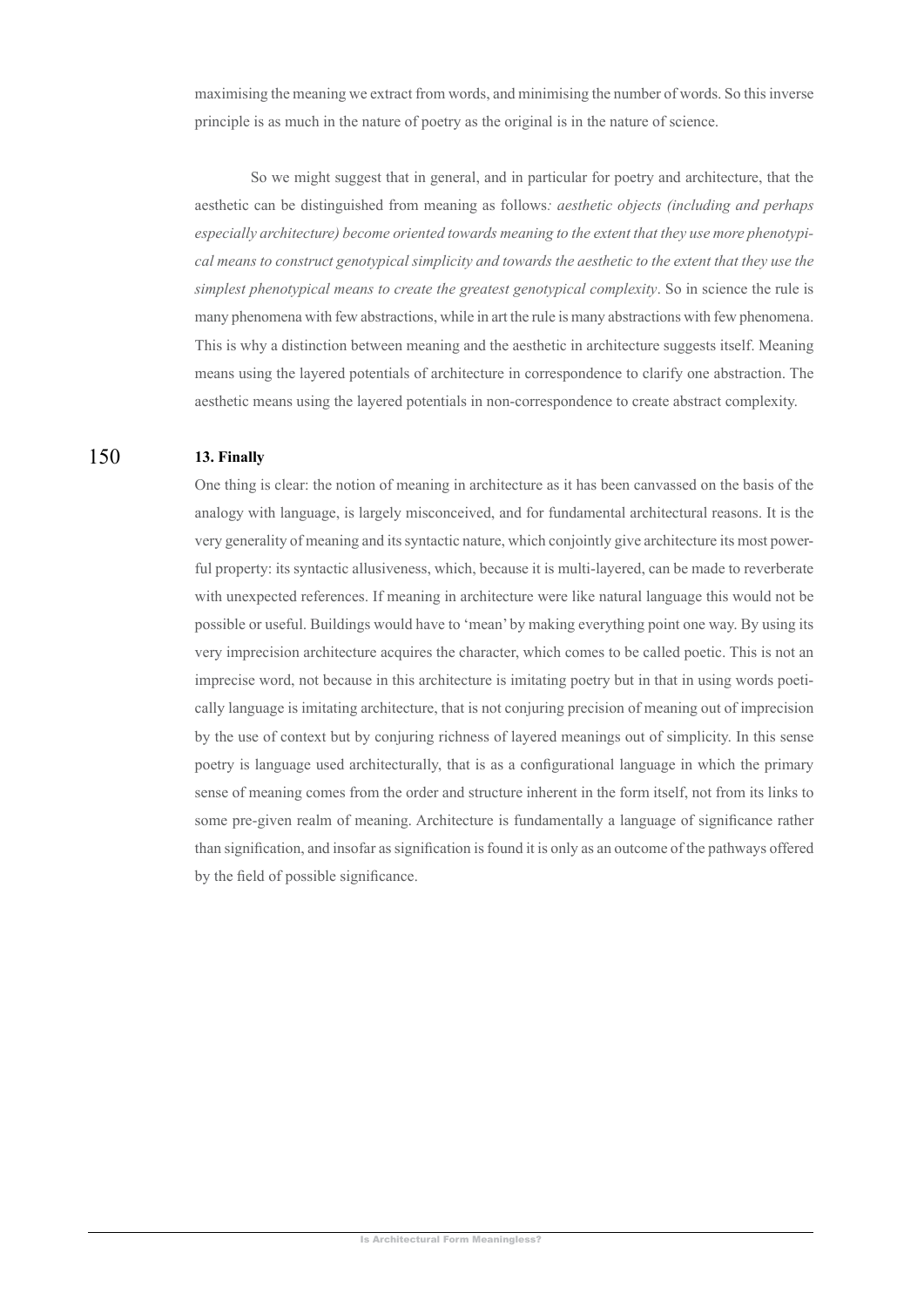maximising the meaning we extract from words, and minimising the number of words. So this inverse principle is as much in the nature of poetry as the original is in the nature of science.

So we might suggest that in general, and in particular for poetry and architecture, that the aesthetic can be distinguished from meaning as follows*: aesthetic objects (including and perhaps especially architecture) become oriented towards meaning to the extent that they use more phenotypical means to construct genotypical simplicity and towards the aesthetic to the extent that they use the simplest phenotypical means to create the greatest genotypical complexity*. So in science the rule is many phenomena with few abstractions, while in art the rule is many abstractions with few phenomena. This is why a distinction between meaning and the aesthetic in architecture suggests itself. Meaning means using the layered potentials of architecture in correspondence to clarify one abstraction. The aesthetic means using the layered potentials in non-correspondence to create abstract complexity.

### 13. Finally

One thing is clear: the notion of meaning in architecture as it has been canvassed on the basis of the analogy with language, is largely misconceived, and for fundamental architectural reasons. It is the very generality of meaning and its syntactic nature, which conjointly give architecture its most powerful property: its syntactic allusiveness, which, because it is multi-layered, can be made to reverberate with unexpected references. If meaning in architecture were like natural language this would not be possible or useful. Buildings would have to 'mean' by making everything point one way. By using its very imprecision architecture acquires the character, which comes to be called poetic. This is not an imprecise word, not because in this architecture is imitating poetry but in that in using words poetically language is imitating architecture, that is not conjuring precision of meaning out of imprecision by the use of context but by conjuring richness of layered meanings out of simplicity. In this sense poetry is language used architecturally, that is as a configurational language in which the primary sense of meaning comes from the order and structure inherent in the form itself, not from its links to some pre-given realm of meaning. Architecture is fundamentally a language of significance rather than signification, and insofar as signification is found it is only as an outcome of the pathways offered by the field of possible significance.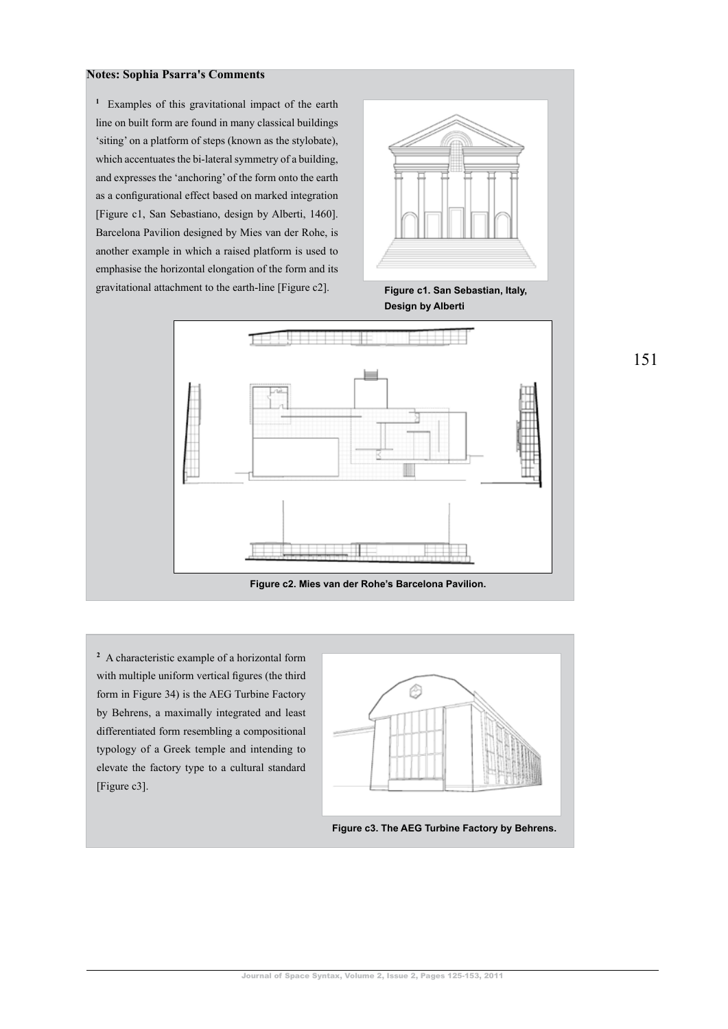**Notes: Sophia Psarra's Comments**

[1] Examples of this gravitational impact of the earth line on built form are found in many classical buildings 'siting' on a platform of steps (known as the stylobate), which accentuates the bi-lateral symmetry of a building, and expresses the 'anchoring' of the form onto the earth as a configurational effect based on marked integration [Figure c1, San Sebastiano, design by Alberti, 1460]. Barcelona Pavilion designed by Mies van der Rohe, is another example in which a raised platform is used to emphasise the horizontal elongation of the form and its gravitational attachment to the earth-line [Figure c2].

**Figure c1. San Sebastian, Italy, Design by Alberti**

**Figure c2. Mies van der Rohe's Barcelona Pavilion.**

[2] A characteristic example of a horizontal form with multiple uniform vertical figures (the third form in Figure 34) is the AEG Turbine Factory by Behrens, a maximally integrated and least differentiated form resembling a compositional typology of a Greek temple and intending to elevate the factory type to a cultural standard [Figure c3].

**Figure c3. The AEG Turbine Factory by Behrens.**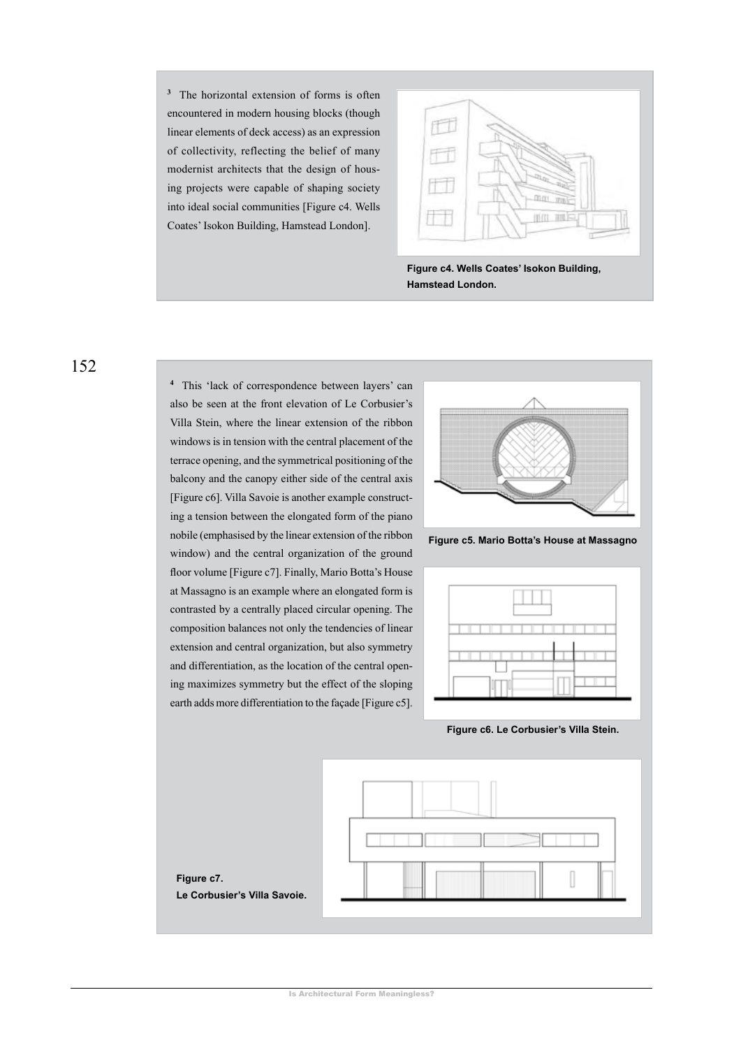[3] The horizontal extension of forms is often encountered in modern housing blocks (though linear elements of deck access) as an expression of collectivity, reflecting the belief of many modernist architects that the design of housing projects were capable of shaping society into ideal social communities [Figure c4. Wells Coates' Isokon Building, Hamstead London].

**Figure c4. Wells Coates' Isokon Building, Hamstead London.**

[4] This 'lack of correspondence between layers' can also be seen at the front elevation of Le Corbusier's Villa Stein, where the linear extension of the ribbon windows is in tension with the central placement of the terrace opening, and the symmetrical positioning of the balcony and the canopy either side of the central axis [Figure c6]. Villa Savoie is another example constructing a tension between the elongated form of the piano nobile (emphasised by the linear extension of the ribbon window) and the central organization of the ground floor volume [Figure c7]. Finally, Mario Botta's House at Massagno is an example where an elongated form is contrasted by a centrally placed circular opening. The composition balances not only the tendencies of linear extension and central organization, but also symmetry and differentiation, as the location of the central opening maximizes symmetry but the effect of the sloping earth adds more differentiation to the façade [Figure c5].

**Figure c5. Mario Botta's House at Massagno**

**Figure c6. Le Corbusier's Villa Stein.**

**Figure c7. Le Corbusier's Villa Savoie.**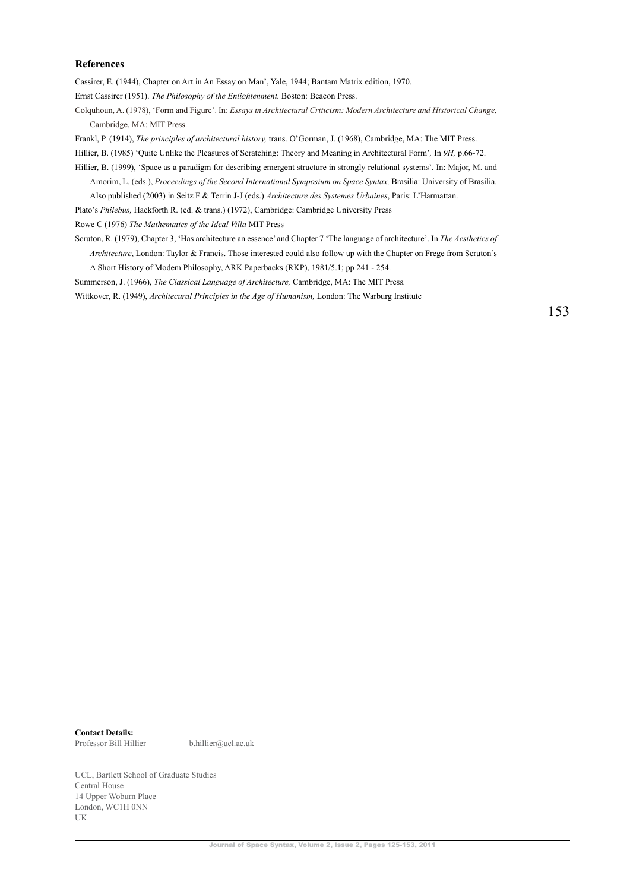## References

Cassirer, E. (1944), Chapter on Art in An Essay on Man', Yale, 1944; Bantam Matrix edition, 1970.

Ernst Cassirer (1951). *The Philosophy of the Enlightenment.* Boston: Beacon Press.

Colquhoun, A. (1978), 'Form and Figure'. In: *Essays in Architectural Criticism: Modern Architecture and Historical Change,* Cambridge, MA: MIT Press.

Frankl, P. (1914), *The principles of architectural history,* trans. O'Gorman, J. (1968), Cambridge, MA: The MIT Press.

Hillier, B. (1985) 'Quite Unlike the Pleasures of Scratching: Theory and Meaning in Architectural Form', In *9H,* p.66-72.

Hillier, B. (1999), 'Space as a paradigm for describing emergent structure in strongly relational systems'. In: Major, M. and Amorim, L. (eds.), *Proceedings of the Second International Symposium on Space Syntax,* Brasilia: University of Brasilia. Also published (2003) in Seitz F & Terrin J-J (eds.) *Architecture des Systemes Urbaines*, Paris: L'Harmattan.

Plato's *Philebus,* Hackforth R. (ed. & trans.) (1972), Cambridge: Cambridge University Press

Rowe C (1976) *The Mathematics of the Ideal Villa* MIT Press

Scruton, R. (1979), Chapter 3, 'Has architecture an essence' and Chapter 7 'The language of architecture'. In *The Aesthetics of Architecture*, London: Taylor & Francis. Those interested could also follow up with the Chapter on Frege from Scruton's A Short History of Modem Philosophy, ARK Paperbacks (RKP), 1981/5.1; pp 241 - 254.

Summerson, J. (1966), *The Classical Language of Architecture,* Cambridge, MA: The MIT Press.

Wittkover, R. (1949), *Architecural Principles in the Age of Humanism,* London: The Warburg Institute

**Contact Details:**
Professor Bill Hillier b.hillier@ucl.ac.uk

UCL, Bartlett School of Graduate Studies
Central House
14 Upper Woburn Place
London, WC1H 0NN
UK